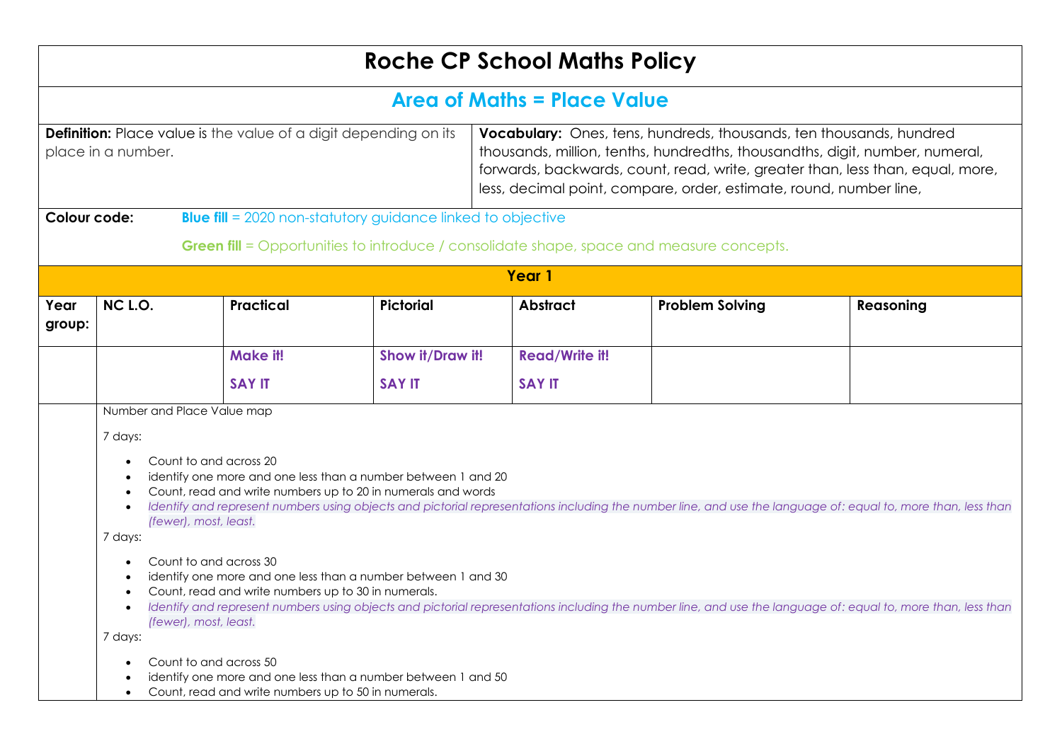# Roche CP School Maths Policy

## Area of Maths = Place Value

**Definition:** Place value is the value of a digit depending on its place in a number.

**Vocabulary:** Ones, tens, hundreds, thousands, ten thousands, hundred thousands, million, tenths, hundredths, thousandths, digit, number, numeral, forwards, backwards, count, read, write, greater than, less than, equal, more, less, decimal point, compare, order, estimate, round, number line,

**Colour code:** **Blue fill** = 2020 non-statutory guidance linked to objective

**Green fill** = Opportunities to introduce / consolidate shape, space and measure concepts.

### Year 1

| Year group: | NC L.O. | Practical | Pictorial | Abstract | Problem Solving | Reasoning |
|---|---|---|---|---|---|---|
| | | **Make it!** **SAY IT** | **Show it/Draw it!** **SAY IT** | **Read/Write it!** **SAY IT** | | |

Number and Place Value map

7 days:

- Count to and across 20
- identify one more and one less than a number between 1 and 20
- Count, read and write numbers up to 20 in numerals and words
- *Identify and represent numbers using objects and pictorial representations including the number line, and use the language of: equal to, more than, less than (fewer), most, least.*

7 days:

- Count to and across 30
- identify one more and one less than a number between 1 and 30
- Count, read and write numbers up to 30 in numerals.
- *Identify and represent numbers using objects and pictorial representations including the number line, and use the language of: equal to, more than, less than (fewer), most, least.*

7 days:

- Count to and across 50
- identify one more and one less than a number between 1 and 50
- Count, read and write numbers up to 50 in numerals.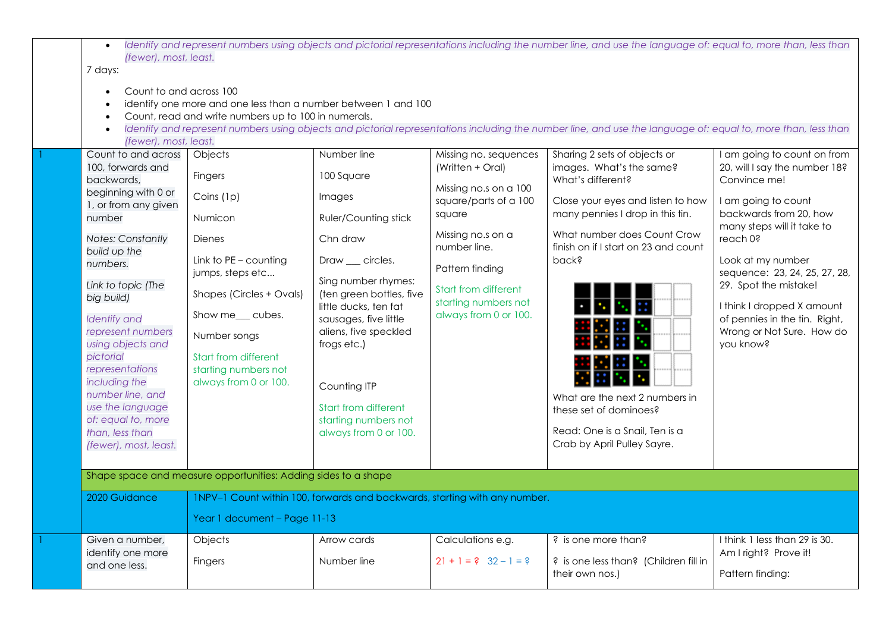- *Identify and represent numbers using objects and pictorial representations including the number line, and use the language of: equal to, more than, less than (fewer), most, least.*

7 days:

- Count to and across 100
- identify one more and one less than a number between 1 and 100
- Count, read and write numbers up to 100 in numerals.
- *Identify and represent numbers using objects and pictorial representations including the number line, and use the language of: equal to, more than, less than (fewer), most, least.*

| | | | | | | |
|---|---|---|---|---|---|---|
| 1 | Count to and across 100, forwards and backwards, beginning with 0 or 1, or from any given number<br><br>*Notes: Constantly build up the numbers.*<br><br>*Link to topic (The big build)*<br><br>*Identify and represent numbers using objects and pictorial representations including the number line, and use the language of: equal to, more than, less than (fewer), most, least.* | Objects<br><br>Fingers<br><br>Coins (1p)<br><br>Numicon<br><br>Dienes<br><br>Link to PE – counting jumps, steps etc...<br><br>Shapes (Circles + Ovals)<br><br>Show me___ cubes.<br><br>Number songs<br><br>Start from different starting numbers not always from 0 or 100. | Number line<br><br>100 Square<br><br>Images<br><br>Ruler/Counting stick<br><br>Chn draw<br><br>Draw ___ circles.<br><br>Sing number rhymes: (ten green bottles, five little ducks, ten fat sausages, five little aliens, five speckled frogs etc.)<br><br>Counting ITP<br><br>Start from different starting numbers not always from 0 or 100. | Missing no. sequences (Written + Oral)<br><br>Missing no.s on a 100 square/parts of a 100 square<br><br>Missing no.s on a number line.<br><br>Pattern finding<br><br>Start from different starting numbers not always from 0 or 100. | Sharing 2 sets of objects or images. What's the same? What's different?<br><br>Close your eyes and listen to how many pennies I drop in this tin.<br><br>What number does Count Crow finish on if I start on 23 and count back?<br><br>What are the next 2 numbers in these set of dominoes?<br><br>Read: One is a Snail, Ten is a Crab by April Pulley Sayre. | I am going to count on from 20, will I say the number 18? Convince me!<br><br>I am going to count backwards from 20, how many steps will it take to reach 0?<br><br>Look at my number sequence: 23, 24, 25, 27, 28, 29. Spot the mistake!<br><br>I think I dropped X amount of pennies in the tin. Right, Wrong or Not Sure. How do you know? |
| | Shape space and measure opportunities: Adding sides to a shape | | | | | |
| | 2020 Guidance | 1NPV–1 Count within 100, forwards and backwards, starting with any number.<br><br>Year 1 document – Page 11-13 | | | | |
| 1 | Given a number, identify one more and one less. | Objects<br><br>Fingers | Arrow cards<br><br>Number line | Calculations e.g.<br><br>$21 + 1 = ?$ $32 - 1 = ?$ | ? is one more than?<br><br>? is one less than? (Children fill in their own nos.) | I think 1 less than 29 is 30. Am I right? Prove it!<br><br>Pattern finding: |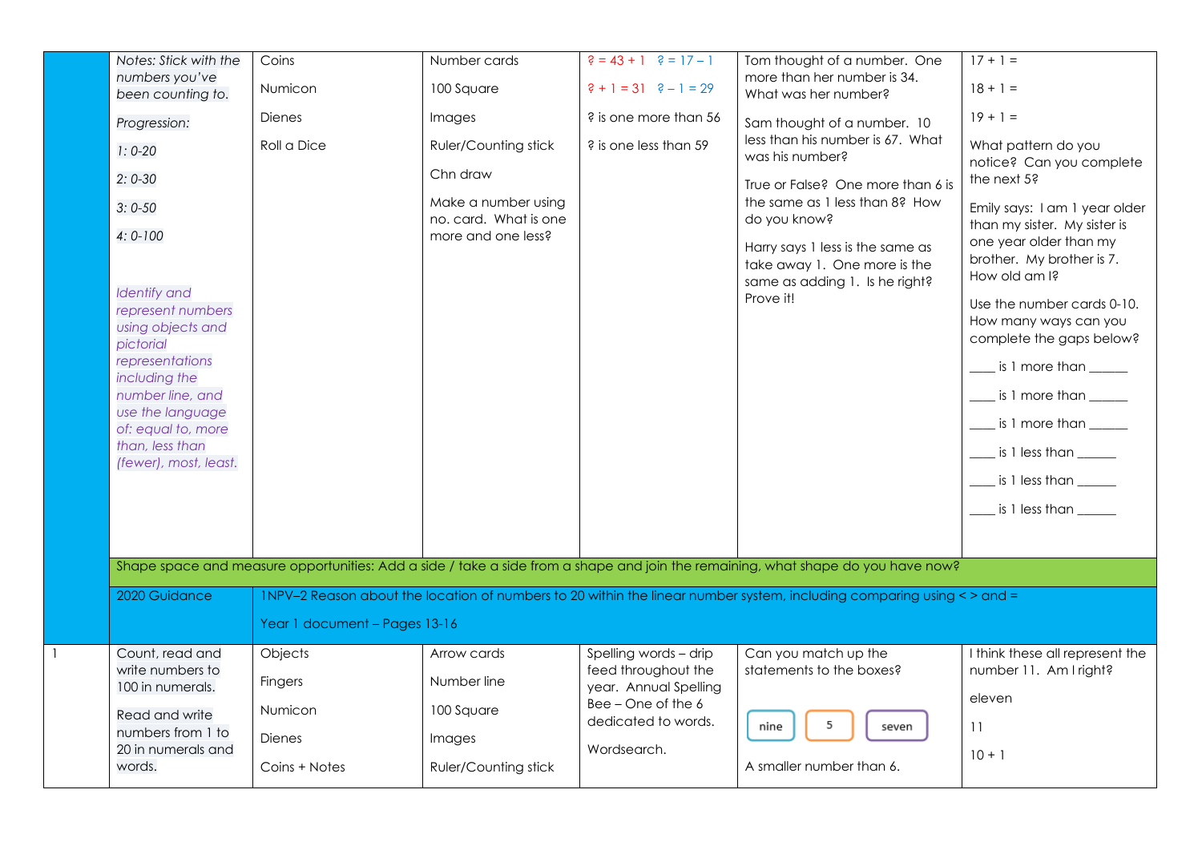| | | | | | | |
|---|---|---|---|---|---|---|
| | *Notes: Stick with the numbers you've been counting to.*<br><br>*Progression:*<br><br>*1: 0-20*<br><br>*2: 0-30*<br><br>*3: 0-50*<br><br>*4: 0-100*<br><br>*Identify and represent numbers using objects and pictorial representations including the number line, and use the language of: equal to, more than, less than (fewer), most, least.* | Coins<br><br>Numicon<br><br>Dienes<br><br>Roll a Dice | Number cards<br><br>100 Square<br><br>Images<br><br>Ruler/Counting stick<br><br>Chn draw<br><br>Make a number using no. card. What is one more and one less? | ? = 43 + 1   ? = 17 – 1<br><br>? + 1 = 31   ? – 1 = 29<br><br>? is one more than 56<br><br>? is one less than 59 | Tom thought of a number. One more than her number is 34. What was her number?<br><br>Sam thought of a number. 10 less than his number is 67. What was his number?<br><br>True or False? One more than 6 is the same as 1 less than 8? How do you know?<br><br>Harry says 1 less is the same as take away 1. One more is the same as adding 1. Is he right? Prove it! | 17 + 1 =<br><br>18 + 1 =<br><br>19 + 1 =<br><br>What pattern do you notice? Can you complete the next 5?<br><br>Emily says: I am 1 year older than my sister. My sister is one year older than my brother. My brother is 7. How old am I?<br><br>Use the number cards 0-10. How many ways can you complete the gaps below?<br><br>____ is 1 more than ______<br><br>____ is 1 more than ______<br><br>____ is 1 more than ______<br><br>____ is 1 less than ______<br><br>____ is 1 less than ______<br><br>____ is 1 less than ______ |
| | Shape space and measure opportunities: Add a side / take a side from a shape and join the remaining, what shape do you have now? | | | | | |
| | 2020 Guidance | 1NPV–2 Reason about the location of numbers to 20 within the linear number system, including comparing using < > and =<br><br>Year 1 document – Pages 13-16 | | | | |
| 1 | Count, read and write numbers to 100 in numerals.<br><br>Read and write numbers from 1 to 20 in numerals and words. | Objects<br><br>Fingers<br><br>Numicon<br><br>Dienes<br><br>Coins + Notes | Arrow cards<br><br>Number line<br><br>100 Square<br><br>Images<br><br>Ruler/Counting stick | Spelling words – drip feed throughout the year. Annual Spelling Bee – One of the 6 dedicated to words.<br><br>Wordsearch. | Can you match up the statements to the boxes?<br><br>nine   5   seven<br><br>A smaller number than 6. | I think these all represent the number 11. Am I right?<br><br>eleven<br><br>11<br><br>10 + 1 |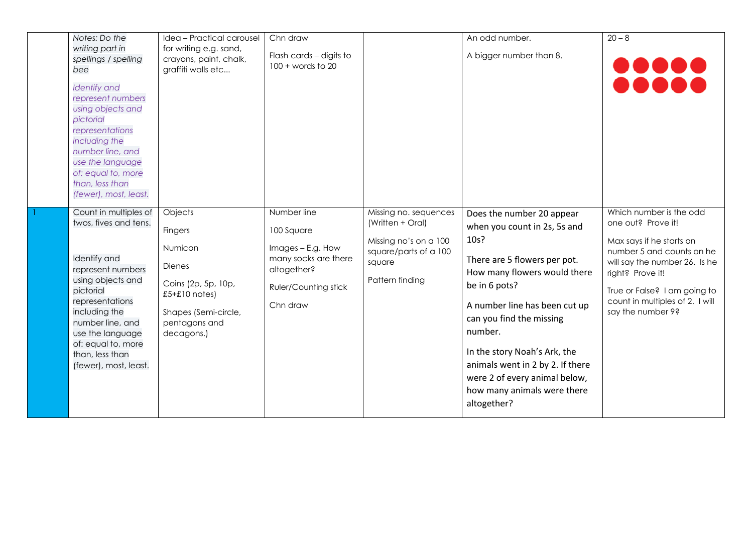| | | | | | | |
|---|---|---|---|---|---|---|
| | *Notes: Do the writing part in spellings / spelling bee*<br><br>*Identify and represent numbers using objects and pictorial representations including the number line, and use the language of: equal to, more than, less than (fewer), most, least.* | Idea – Practical carousel for writing e.g. sand, crayons, paint, chalk, graffiti walls etc… | Chn draw<br><br>Flash cards – digits to 100 + words to 20 | | An odd number.<br><br>A bigger number than 8. | 20 – 8 |
| 1 | Count in multiples of twos, fives and tens.<br><br>Identify and represent numbers using objects and pictorial representations including the number line, and use the language of: equal to, more than, less than (fewer), most, least. | Objects<br><br>Fingers<br><br>Numicon<br><br>Dienes<br><br>Coins (2p, 5p, 10p, £5+£10 notes)<br><br>Shapes (Semi-circle, pentagons and decagons.) | Number line<br><br>100 Square<br><br>Images – E.g. How many socks are there altogether?<br><br>Ruler/Counting stick<br><br>Chn draw | Missing no. sequences (Written + Oral)<br><br>Missing no's on a 100 square/parts of a 100 square<br><br>Pattern finding | Does the number 20 appear when you count in 2s, 5s and 10s?<br><br>There are 5 flowers per pot. How many flowers would there be in 6 pots?<br><br>A number line has been cut up can you find the missing number.<br><br>In the story Noah's Ark, the animals went in 2 by 2. If there were 2 of every animal below, how many animals were there altogether? | Which number is the odd one out? Prove it!<br><br>Max says if he starts on number 5 and counts on he will say the number 26. Is he right? Prove it!<br><br>True or False? I am going to count in multiples of 2. I will say the number 9? |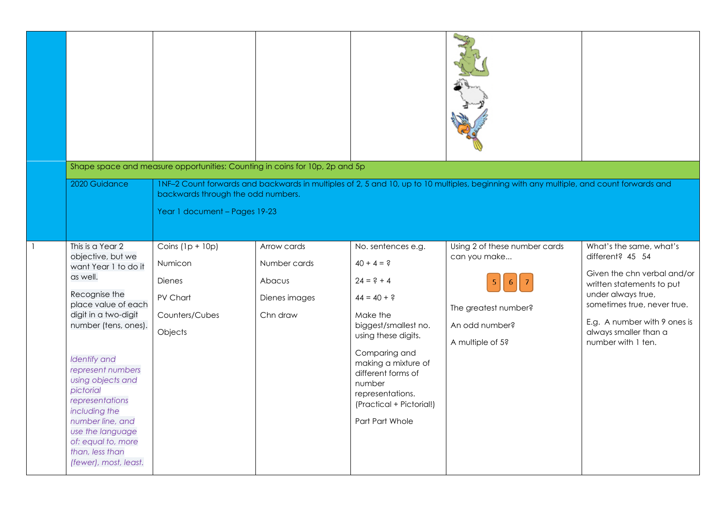| | | | | | | |
|---|---|---|---|---|---|---|
| | | | | | | |
| | Shape space and measure opportunities: Counting in coins for 10p, 2p and 5p | | | | | |
| | 2020 Guidance | 1NF–2 Count forwards and backwards in multiples of 2, 5 and 10, up to 10 multiples, beginning with any multiple, and count forwards and backwards through the odd numbers.<br><br>Year 1 document – Pages 19-23 | | | | |
| 1 | This is a Year 2 objective, but we want Year 1 to do it as well.<br><br>Recognise the place value of each digit in a two-digit number (tens, ones).<br><br>*Identify and represent numbers using objects and pictorial representations including the number line, and use the language of: equal to, more than, less than (fewer), most, least.* | Coins (1p + 10p)<br><br>Numicon<br><br>Dienes<br><br>PV Chart<br><br>Counters/Cubes<br><br>Objects | Arrow cards<br><br>Number cards<br><br>Abacus<br><br>Dienes images<br><br>Chn draw | No. sentences e.g.<br><br>$40 + 4 = ?$<br><br>$24 = ? + 4$<br><br>$44 = 40 + ?$<br><br>Make the biggest/smallest no. using these digits.<br><br>Comparing and making a mixture of different forms of number representations. (Practical + Pictorial!)<br><br>Part Part Whole | Using 2 of these number cards can you make...<br><br>5 6 7<br><br>The greatest number?<br><br>An odd number?<br><br>A multiple of 5? | What's the same, what's different? 45 54<br><br>Given the chn verbal and/or written statements to put under always true, sometimes true, never true.<br><br>E.g. A number with 9 ones is always smaller than a number with 1 ten. |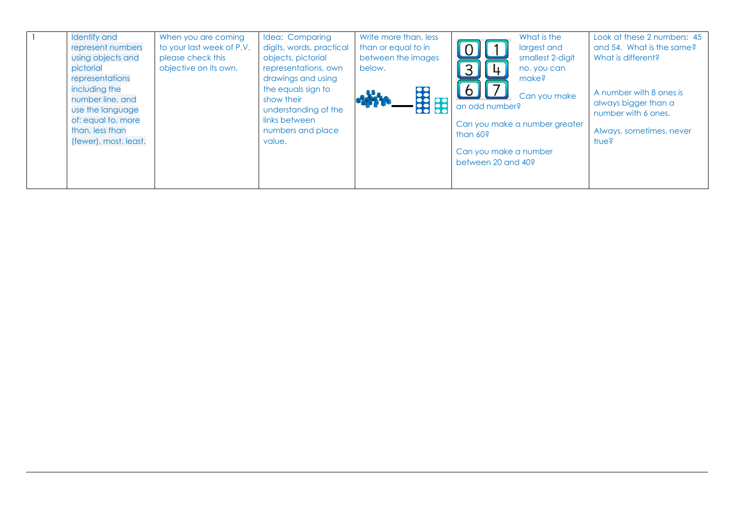| 1 | Identify and represent numbers using objects and pictorial representations including the number line, and use the language of: equal to, more than, less than (fewer), most, least. | When you are coming to your last week of P.V. please check this objective on its own. | Idea: Comparing digits, words, practical objects, pictorial representations, own drawings and using the equals sign to show their understanding of the links between numbers and place value. | Write more than, less than or equal to in between the images below. | What is the largest and smallest 2-digit no. you can make? (digit cards: 0, 1, 3, 4, 6, 7) Can you make an odd number? Can you make a number greater than 60? Can you make a number between 20 and 40? | Look at these 2 numbers: 45 and 54. What is the same? What is different? A number with 8 ones is always bigger than a number with 6 ones. Always, sometimes, never true? |
|---|---|---|---|---|---|---|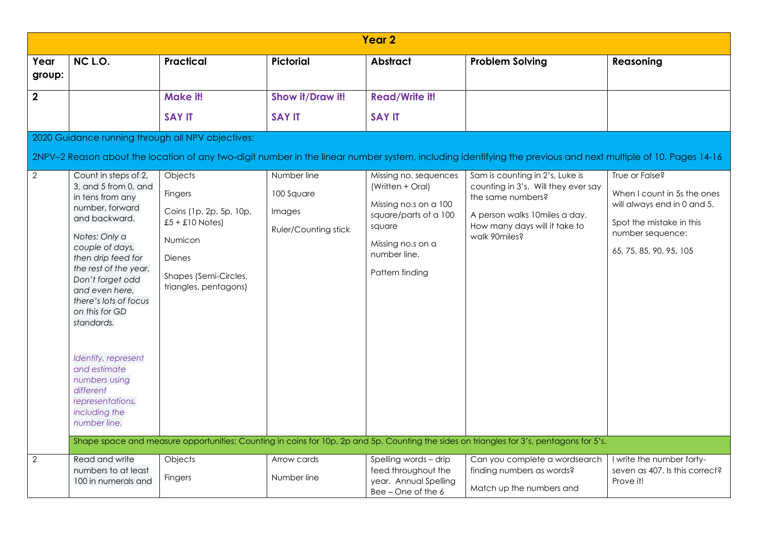| Year 2 | | | | | | |
|---|---|---|---|---|---|---|
| **Year group:** | **NC L.O.** | **Practical** | **Pictorial** | **Abstract** | **Problem Solving** | **Reasoning** |
| **2** | | **Make it!** **SAY IT** | **Show it/Draw it!** **SAY IT** | **Read/Write it!** **SAY IT** | | |
| 2020 Guidance running through all NPV objectives: 2NPV–2 Reason about the location of any two-digit number in the linear number system, including identifying the previous and next multiple of 10. Pages 14-16 | | | | | | |
| 2 | Count in steps of 2, 3, and 5 from 0, and in tens from any number, forward and backward. *Notes: Only a couple of days, then drip feed for the rest of the year. Don't forget odd and even here, there's lots of focus on this for GD standards.* *Identify, represent and estimate numbers using different representations, including the number line.* | Objects<br>Fingers<br>Coins (1p, 2p, 5p, 10p, £5 + £10 Notes)<br>Numicon<br>Dienes<br>Shapes (Semi-Circles, triangles, pentagons) | Number line<br>100 Square<br>Images<br>Ruler/Counting stick | Missing no. sequences (Written + Oral)<br>Missing no.s on a 100 square/parts of a 100 square<br>Missing no.s on a number line.<br>Pattern finding | Sam is counting in 2's, Luke is counting in 3's. Will they ever say the same numbers?<br>A person walks 10miles a day. How many days will it take to walk 90miles? | True or False?<br>When I count in 5s the ones will always end in 0 and 5.<br>Spot the mistake in this number sequence:<br>65, 75, 85, 90, 95, 105 |
| | Shape space and measure opportunities: Counting in coins for 10p, 2p and 5p. Counting the sides on triangles for 3's, pentagons for 5's. | | | | | |
| 2 | Read and write numbers to at least 100 in numerals and | Objects<br>Fingers | Arrow cards<br>Number line | Spelling words – drip feed throughout the year. Annual Spelling Bee – One of the 6 | Can you complete a wordsearch finding numbers as words?<br>Match up the numbers and | I write the number forty-seven as 407. Is this correct? Prove it! |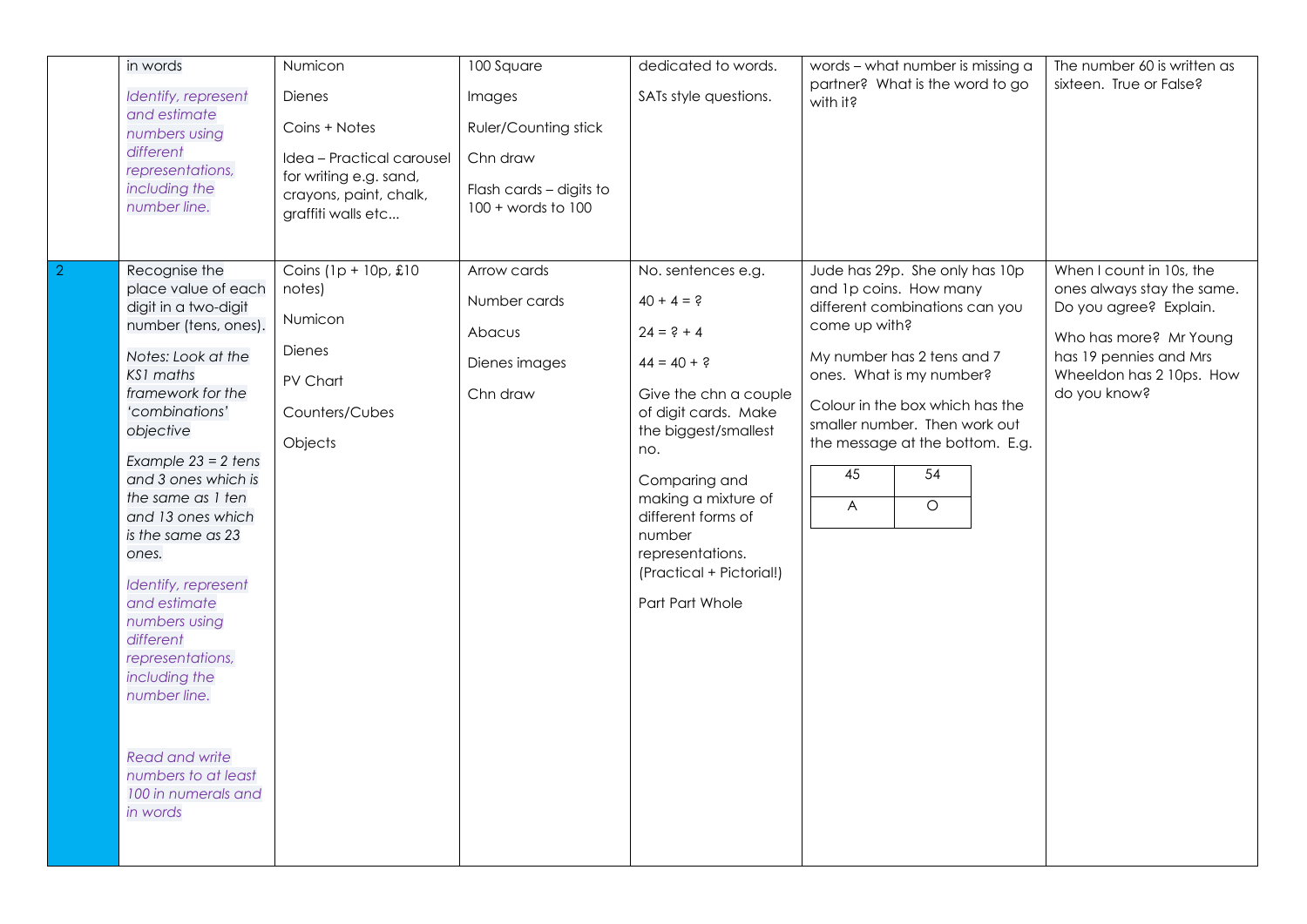| | | | | | | |
|---|---|---|---|---|---|---|
| | in words<br><br>*Identify, represent and estimate numbers using different representations, including the number line.* | Numicon<br><br>Dienes<br><br>Coins + Notes<br><br>Idea – Practical carousel for writing e.g. sand, crayons, paint, chalk, graffiti walls etc... | 100 Square<br><br>Images<br><br>Ruler/Counting stick<br><br>Chn draw<br><br>Flash cards – digits to 100 + words to 100 | dedicated to words.<br><br>SATs style questions. | words – what number is missing a partner? What is the word to go with it? | The number 60 is written as sixteen. True or False? |
| 2 | Recognise the place value of each digit in a two-digit number (tens, ones).<br><br>*Notes: Look at the KS1 maths framework for the 'combinations' objective*<br><br>*Example 23 = 2 tens and 3 ones which is the same as 1 ten and 13 ones which is the same as 23 ones.*<br><br>*Identify, represent and estimate numbers using different representations, including the number line.*<br><br>*Read and write numbers to at least 100 in numerals and in words* | Coins (1p + 10p, £10 notes)<br><br>Numicon<br><br>Dienes<br><br>PV Chart<br><br>Counters/Cubes<br><br>Objects | Arrow cards<br><br>Number cards<br><br>Abacus<br><br>Dienes images<br><br>Chn draw | No. sentences e.g.<br><br>40 + 4 = ?<br><br>24 = ? + 4<br><br>44 = 40 + ?<br><br>Give the chn a couple of digit cards. Make the biggest/smallest no.<br><br>Comparing and making a mixture of different forms of number representations. (Practical + Pictorial!)<br><br>Part Part Whole | Jude has 29p. She only has 10p and 1p coins. How many different combinations can you come up with?<br><br>My number has 2 tens and 7 ones. What is my number?<br><br>Colour in the box which has the smaller number. Then work out the message at the bottom. E.g.<br><br>45 \| 54<br>A \| O | When I count in 10s, the ones always stay the same. Do you agree? Explain.<br><br>Who has more? Mr Young has 19 pennies and Mrs Wheeldon has 2 10ps. How do you know? |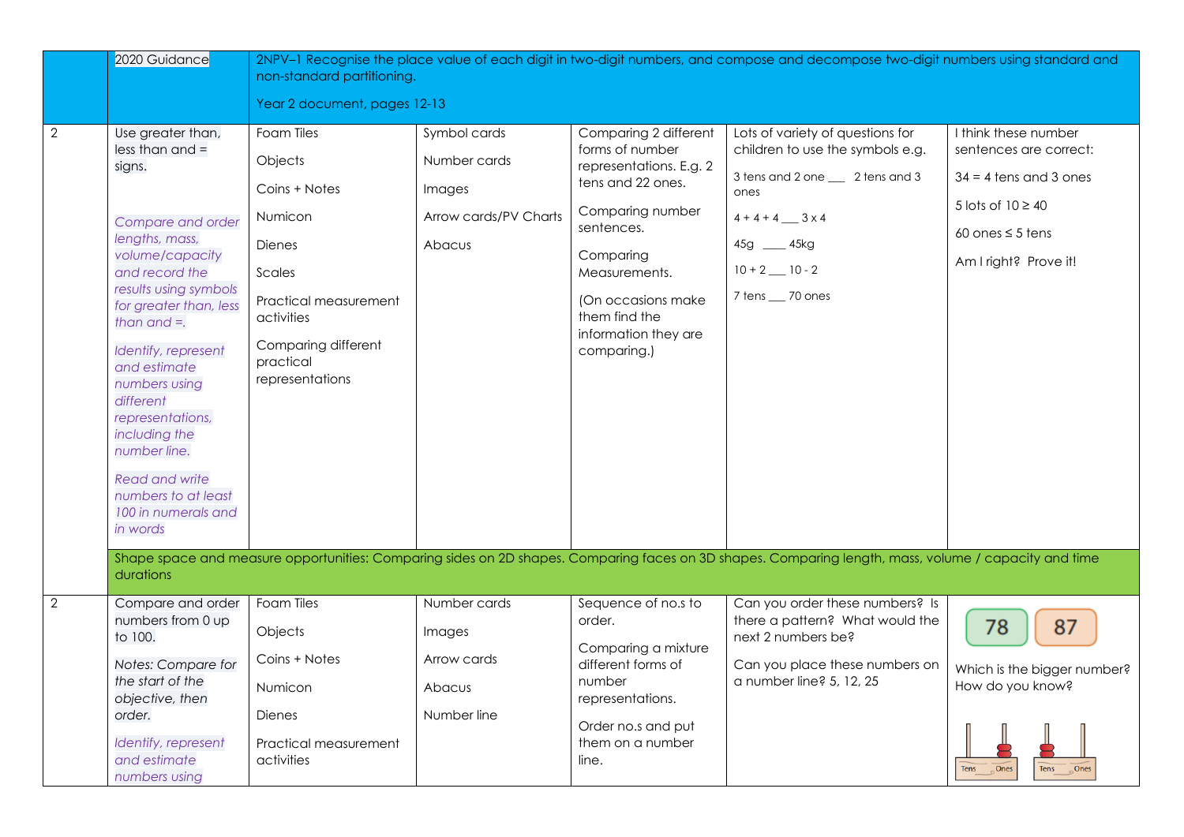| | | | | | | |
|---|---|---|---|---|---|---|
| | 2020 Guidance | 2NPV–1 Recognise the place value of each digit in two-digit numbers, and compose and decompose two-digit numbers using standard and non-standard partitioning.<br><br>Year 2 document, pages 12-13 | | | | |
| 2 | Use greater than, less than and = signs.<br><br>*Compare and order lengths, mass, volume/capacity and record the results using symbols for greater than, less than and =.*<br><br>*Identify, represent and estimate numbers using different representations, including the number line.*<br><br>*Read and write numbers to at least 100 in numerals and in words* | Foam Tiles<br><br>Objects<br><br>Coins + Notes<br><br>Numicon<br><br>Dienes<br><br>Scales<br><br>Practical measurement activities<br><br>Comparing different practical representations | Symbol cards<br><br>Number cards<br><br>Images<br><br>Arrow cards/PV Charts<br><br>Abacus | Comparing 2 different forms of number representations. E.g. 2 tens and 22 ones.<br><br>Comparing number sentences.<br><br>Comparing Measurements.<br><br>(On occasions make them find the information they are comparing.) | Lots of variety of questions for children to use the symbols e.g.<br><br>3 tens and 2 one ___ 2 tens and 3 ones<br><br>4 + 4 + 4 ___ 3 x 4<br><br>45g ____ 45kg<br><br>10 + 2 ___ 10 - 2<br><br>7 tens ___ 70 ones | I think these number sentences are correct:<br><br>34 = 4 tens and 3 ones<br><br>5 lots of 10 ≥ 40<br><br>60 ones ≤ 5 tens<br><br>Am I right? Prove it! |
| | Shape space and measure opportunities: Comparing sides on 2D shapes. Comparing faces on 3D shapes. Comparing length, mass, volume / capacity and time durations | | | | | |
| 2 | Compare and order numbers from 0 up to 100.<br><br>*Notes: Compare for the start of the objective, then order.*<br><br>*Identify, represent and estimate numbers using* | Foam Tiles<br><br>Objects<br><br>Coins + Notes<br><br>Numicon<br><br>Dienes<br><br>Practical measurement activities | Number cards<br><br>Images<br><br>Arrow cards<br><br>Abacus<br><br>Number line | Sequence of no.s to order.<br><br>Comparing a mixture different forms of number representations.<br><br>Order no.s and put them on a number line. | Can you order these numbers? Is there a pattern? What would the next 2 numbers be?<br><br>Can you place these numbers on a number line? 5, 12, 25 | 78 87<br><br>Which is the bigger number? How do you know?<br><br>Tens Ones Tens Ones |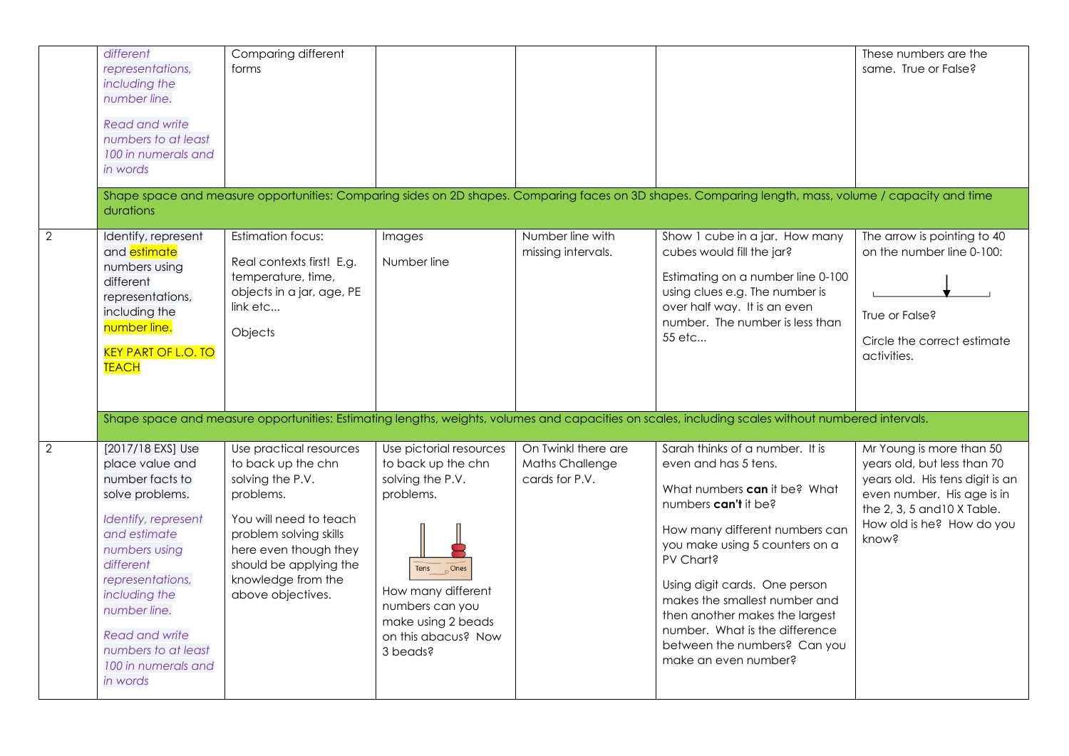| | | | | | | |
|---|---|---|---|---|---|---|
| | *different representations, including the number line.* *Read and write numbers to at least 100 in numerals and in words* | Comparing different forms | | | | These numbers are the same. True or False? |
| | Shape space and measure opportunities: Comparing sides on 2D shapes. Comparing faces on 3D shapes. Comparing length, mass, volume / capacity and time durations | | | | | |
| 2 | Identify, represent and estimate numbers using different representations, including the number line. KEY PART OF L.O. TO TEACH | Estimation focus: Real contexts first! E.g. temperature, time, objects in a jar, age, PE link etc... Objects | Images Number line | Number line with missing intervals. | Show 1 cube in a jar. How many cubes would fill the jar? Estimating on a number line 0-100 using clues e.g. The number is over half way. It is an even number. The number is less than 55 etc... | The arrow is pointing to 40 on the number line 0-100: True or False? Circle the correct estimate activities. |
| | Shape space and measure opportunities: Estimating lengths, weights, volumes and capacities on scales, including scales without numbered intervals. | | | | | |
| 2 | [2017/18 EXS] Use place value and number facts to solve problems. *Identify, represent and estimate numbers using different representations, including the number line.* *Read and write numbers to at least 100 in numerals and in words* | Use practical resources to back up the chn solving the P.V. problems. You will need to teach problem solving skills here even though they should be applying the knowledge from the above objectives. | Use pictorial resources to back up the chn solving the P.V. problems. Tens Ones How many different numbers can you make using 2 beads on this abacus? Now 3 beads? | On Twinkl there are Maths Challenge cards for P.V. | Sarah thinks of a number. It is even and has 5 tens. What numbers **can** it be? What numbers **can't** it be? How many different numbers can you make using 5 counters on a PV Chart? Using digit cards. One person makes the smallest number and then another makes the largest number. What is the difference between the numbers? Can you make an even number? | Mr Young is more than 50 years old, but less than 70 years old. His tens digit is an even number. His age is in the 2, 3, 5 and10 X Table. How old is he? How do you know? |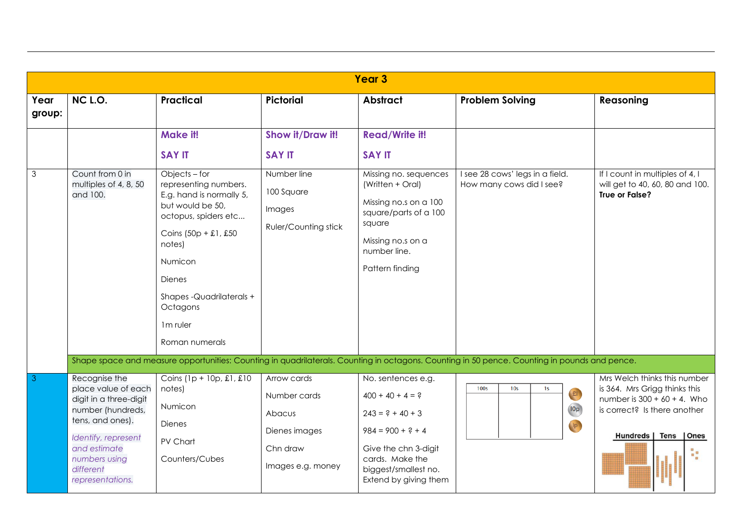| Year 3 | | | | | | |
|---|---|---|---|---|---|---|
| **Year group:** | **NC L.O.** | **Practical** | **Pictorial** | **Abstract** | **Problem Solving** | **Reasoning** |
| | | **Make it!** **SAY IT** | **Show it/Draw it!** **SAY IT** | **Read/Write it!** **SAY IT** | | |
| 3 | Count from 0 in multiples of 4, 8, 50 and 100. | Objects – for representing numbers. E.g. hand is normally 5, but would be 50, octopus, spiders etc... Coins (50p + £1, £50 notes) Numicon Dienes Shapes -Quadrilaterals + Octagons 1m ruler Roman numerals | Number line 100 Square Images Ruler/Counting stick | Missing no. sequences (Written + Oral) Missing no.s on a 100 square/parts of a 100 square Missing no.s on a number line. Pattern finding | I see 28 cows' legs in a field. How many cows did I see? | If I count in multiples of 4, I will get to 40, 60, 80 and 100. **True or False?** |
| | Shape space and measure opportunities: Counting in quadrilaterals. Counting in octagons. Counting in 50 pence. Counting in pounds and pence. | | | | | |
| 3 | Recognise the place value of each digit in a three-digit number (hundreds, tens, and ones). *Identify, represent and estimate numbers using different representations.* | Coins (1p + 10p, £1, £10 notes) Numicon Dienes PV Chart Counters/Cubes | Arrow cards Number cards Abacus Dienes images Chn draw Images e.g. money | No. sentences e.g. 400 + 40 + 4 = ? 243 = ? + 40 + 3 984 = 900 + ? + 4 Give the chn 3-digit cards. Make the biggest/smallest no. Extend by giving them | 100s \| 10s \| 1s (place value chart with £1, 10p, 1p coins) | Mrs Welch thinks this number is 364. Mrs Grigg thinks this number is 300 + 60 + 4. Who is correct? Is there another Hundreds \| Tens \| Ones |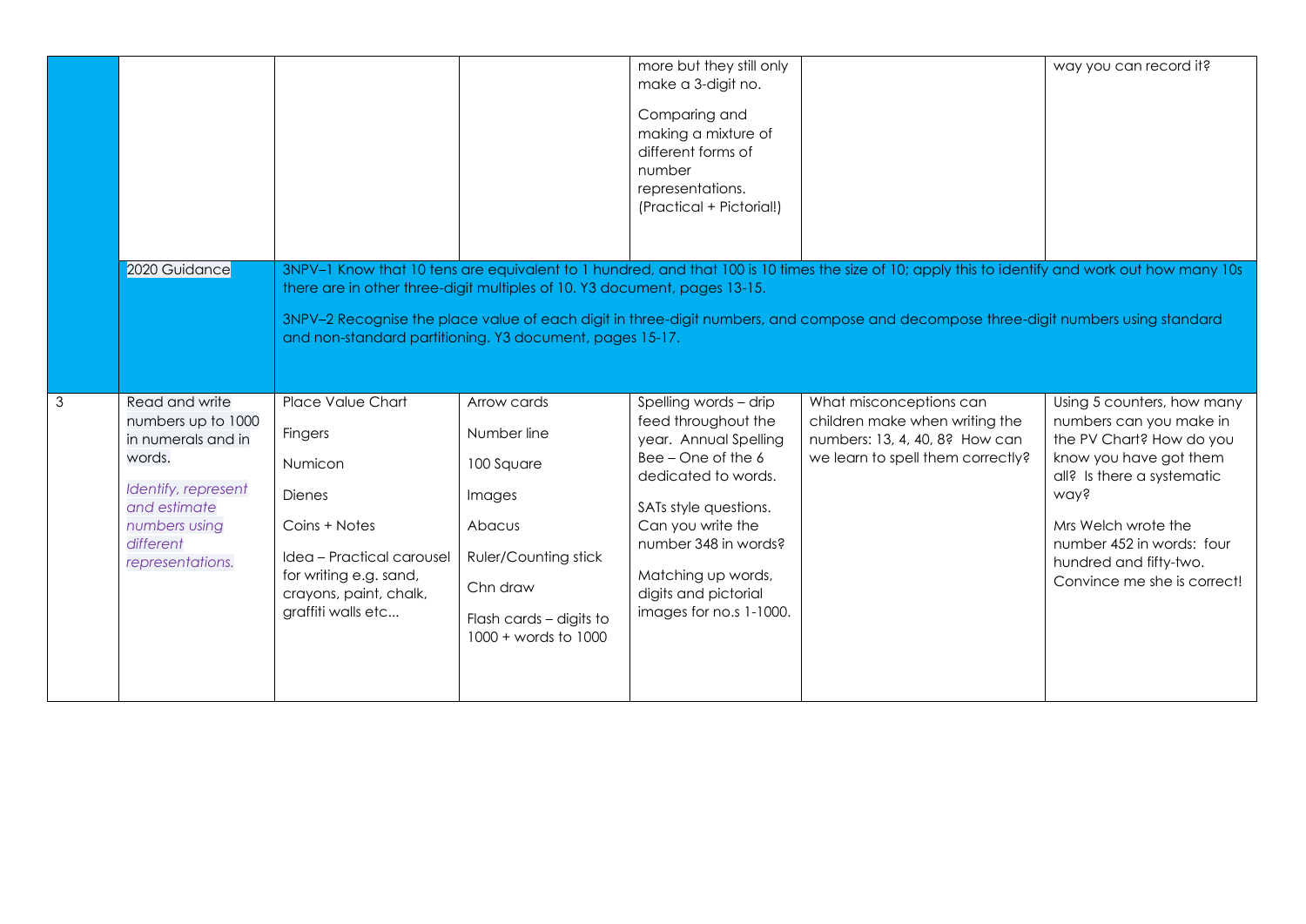| | | | | | | |
|---|---|---|---|---|---|---|
| | | | | more but they still only make a 3-digit no.<br><br>Comparing and making a mixture of different forms of number representations. (Practical + Pictorial!) | | way you can record it? |
| | 2020 Guidance | 3NPV–1 Know that 10 tens are equivalent to 1 hundred, and that 100 is 10 times the size of 10; apply this to identify and work out how many 10s there are in other three-digit multiples of 10. Y3 document, pages 13-15.<br><br>3NPV–2 Recognise the place value of each digit in three-digit numbers, and compose and decompose three-digit numbers using standard and non-standard partitioning. Y3 document, pages 15-17. | | | | |
| 3 | Read and write numbers up to 1000 in numerals and in words.<br><br>*Identify, represent and estimate numbers using different representations.* | Place Value Chart<br><br>Fingers<br><br>Numicon<br><br>Dienes<br><br>Coins + Notes<br><br>Idea – Practical carousel for writing e.g. sand, crayons, paint, chalk, graffiti walls etc... | Arrow cards<br><br>Number line<br><br>100 Square<br><br>Images<br><br>Abacus<br><br>Ruler/Counting stick<br><br>Chn draw<br><br>Flash cards – digits to 1000 + words to 1000 | Spelling words – drip feed throughout the year. Annual Spelling Bee – One of the 6 dedicated to words.<br><br>SATs style questions. Can you write the number 348 in words?<br><br>Matching up words, digits and pictorial images for no.s 1-1000. | What misconceptions can children make when writing the numbers: 13, 4, 40, 8? How can we learn to spell them correctly? | Using 5 counters, how many numbers can you make in the PV Chart? How do you know you have got them all? Is there a systematic way?<br><br>Mrs Welch wrote the number 452 in words: four hundred and fifty-two. Convince me she is correct! |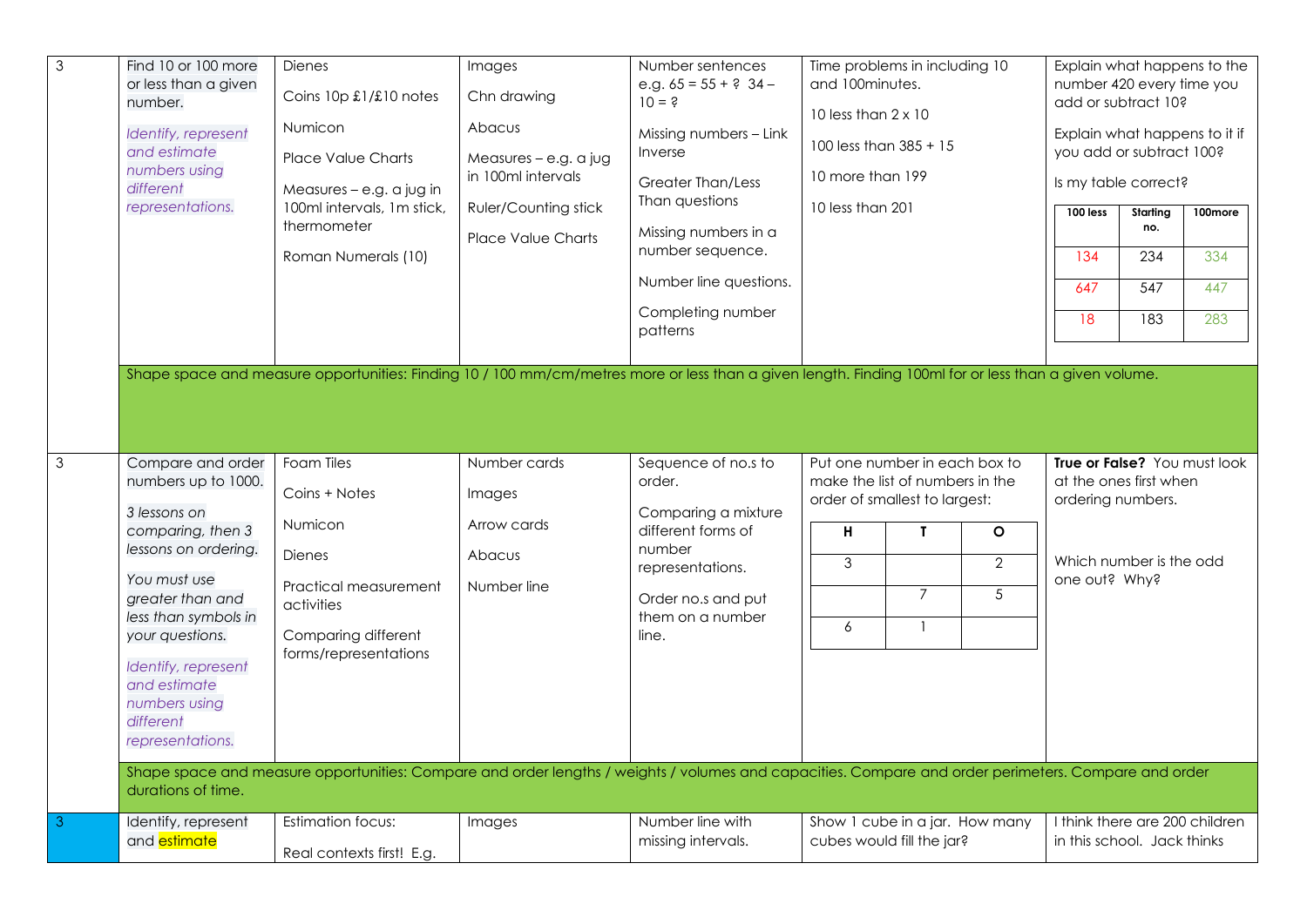| | | | | | | |
|---|---|---|---|---|---|---|
| 3 | Find 10 or 100 more or less than a given number.<br><br>*Identify, represent and estimate numbers using different representations.* | Dienes<br><br>Coins 10p £1/£10 notes<br><br>Numicon<br><br>Place Value Charts<br><br>Measures – e.g. a jug in 100ml intervals, 1m stick, thermometer<br><br>Roman Numerals (10) | Images<br><br>Chn drawing<br><br>Abacus<br><br>Measures – e.g. a jug in 100ml intervals<br><br>Ruler/Counting stick<br><br>Place Value Charts | Number sentences e.g. 65 = 55 + ? 34 – 10 = ?<br><br>Missing numbers – Link Inverse<br><br>Greater Than/Less Than questions<br><br>Missing numbers in a number sequence.<br><br>Number line questions.<br><br>Completing number patterns | Time problems in including 10 and 100minutes.<br><br>10 less than 2 x 10<br><br>100 less than 385 + 15<br><br>10 more than 199<br><br>10 less than 201 | Explain what happens to the number 420 every time you add or subtract 10?<br><br>Explain what happens to it if you add or subtract 100?<br><br>Is my table correct?<br><br>**100 less** / **Starting no.** / **100more**<br>134 / 234 / 334<br>647 / 547 / 447<br>18 / 183 / 283 |
| | Shape space and measure opportunities: Finding 10 / 100 mm/cm/metres more or less than a given length. Finding 100ml for or less than a given volume. | | | | | |
| 3 | Compare and order numbers up to 1000.<br><br>*3 lessons on comparing, then 3 lessons on ordering.*<br><br>*You must use greater than and less than symbols in your questions.*<br><br>*Identify, represent and estimate numbers using different representations.* | Foam Tiles<br><br>Coins + Notes<br><br>Numicon<br><br>Dienes<br><br>Practical measurement activities<br><br>Comparing different forms/representations | Number cards<br><br>Images<br><br>Arrow cards<br><br>Abacus<br><br>Number line | Sequence of no.s to order.<br><br>Comparing a mixture different forms of number representations.<br><br>Order no.s and put them on a number line. | Put one number in each box to make the list of numbers in the order of smallest to largest:<br><br>**H** / **T** / **O**<br>3 / _ / 2<br>_ / 7 / 5<br>6 / 1 / _ | **True or False?** You must look at the ones first when ordering numbers.<br><br>Which number is the odd one out? Why? |
| | Shape space and measure opportunities: Compare and order lengths / weights / volumes and capacities. Compare and order perimeters. Compare and order durations of time. | | | | | |
| 3 | Identify, represent and estimate | Estimation focus:<br><br>Real contexts first! E.g. | Images | Number line with missing intervals. | Show 1 cube in a jar. How many cubes would fill the jar? | I think there are 200 children in this school. Jack thinks |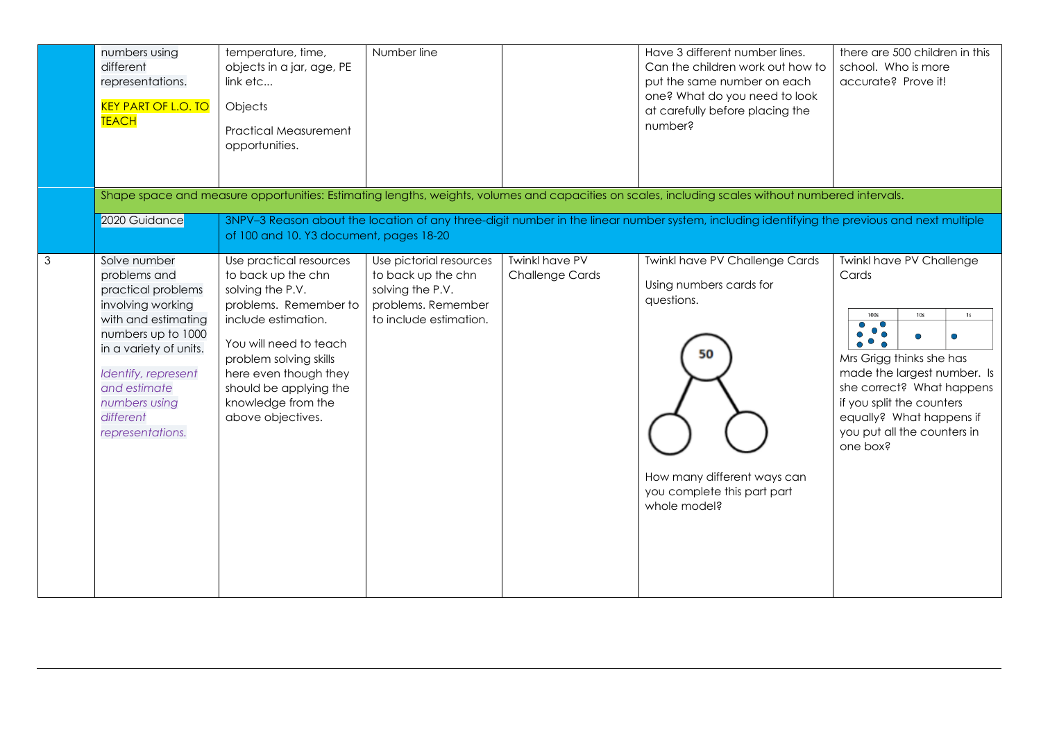| | | | | | | |
|---|---|---|---|---|---|---|
| | numbers using different representations.<br><br>KEY PART OF L.O. TO TEACH | temperature, time, objects in a jar, age, PE link etc...<br><br>Objects<br><br>Practical Measurement opportunities. | Number line | | Have 3 different number lines. Can the children work out how to put the same number on each one? What do you need to look at carefully before placing the number? | there are 500 children in this school. Who is more accurate? Prove it! |
| | Shape space and measure opportunities: Estimating lengths, weights, volumes and capacities on scales, including scales without numbered intervals. | | | | | |
| | 2020 Guidance | 3NPV–3 Reason about the location of any three-digit number in the linear number system, including identifying the previous and next multiple of 100 and 10. Y3 document, pages 18-20 | | | | |
| 3 | Solve number problems and practical problems involving working with and estimating numbers up to 1000 in a variety of units.<br><br>*Identify, represent and estimate numbers using different representations.* | Use practical resources to back up the chn solving the P.V. problems. Remember to include estimation.<br><br>You will need to teach problem solving skills here even though they should be applying the knowledge from the above objectives. | Use pictorial resources to back up the chn solving the P.V. problems. Remember to include estimation. | Twinkl have PV Challenge Cards | Twinkl have PV Challenge Cards<br><br>Using numbers cards for questions.<br><br>50<br><br>How many different ways can you complete this part part whole model? | Twinkl have PV Challenge Cards<br><br>100s 10s 1s<br><br>Mrs Grigg thinks she has made the largest number. Is she correct? What happens if you split the counters equally? What happens if you put all the counters in one box? |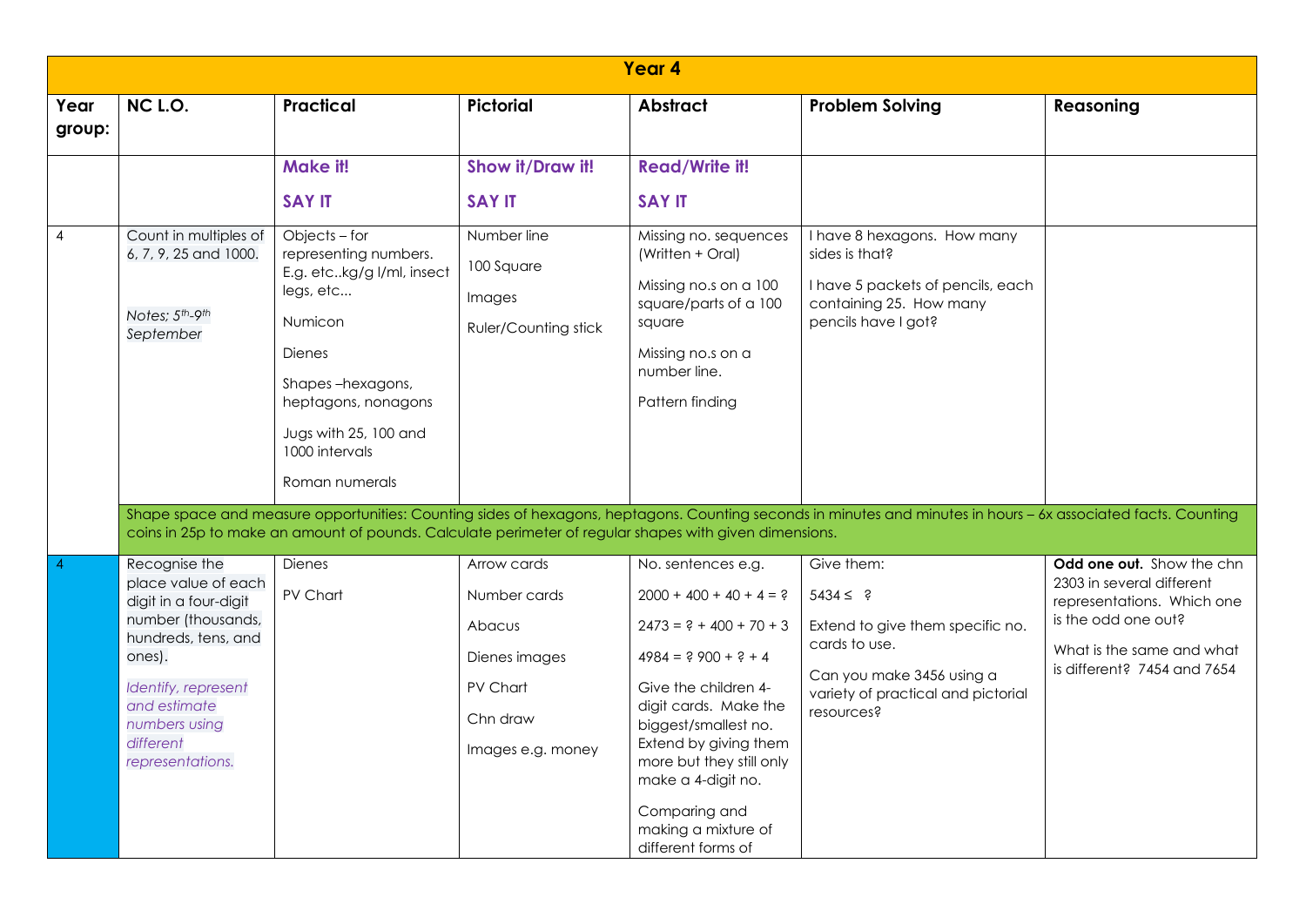| Year 4 | | | | | | |
|---|---|---|---|---|---|---|
| **Year group:** | **NC L.O.** | **Practical** | **Pictorial** | **Abstract** | **Problem Solving** | **Reasoning** |
| | | **Make it!**<br><br>**SAY IT** | **Show it/Draw it!**<br><br>**SAY IT** | **Read/Write it!**<br><br>**SAY IT** | | |
| 4 | Count in multiples of 6, 7, 9, 25 and 1000.<br><br>*Notes; 5th-9th September* | Objects – for representing numbers. E.g. etc..kg/g l/ml, insect legs, etc...<br><br>Numicon<br><br>Dienes<br><br>Shapes –hexagons, heptagons, nonagons<br><br>Jugs with 25, 100 and 1000 intervals<br><br>Roman numerals | Number line<br><br>100 Square<br><br>Images<br><br>Ruler/Counting stick | Missing no. sequences (Written + Oral)<br><br>Missing no.s on a 100 square/parts of a 100 square<br><br>Missing no.s on a number line.<br><br>Pattern finding | I have 8 hexagons. How many sides is that?<br><br>I have 5 packets of pencils, each containing 25. How many pencils have I got? | |
| | Shape space and measure opportunities: Counting sides of hexagons, heptagons. Counting seconds in minutes and minutes in hours – 6x associated facts. Counting coins in 25p to make an amount of pounds. Calculate perimeter of regular shapes with given dimensions. | | | | | |
| 4 | Recognise the place value of each digit in a four-digit number (thousands, hundreds, tens, and ones).<br><br>*Identify, represent and estimate numbers using different representations.* | Dienes<br><br>PV Chart | Arrow cards<br><br>Number cards<br><br>Abacus<br><br>Dienes images<br><br>PV Chart<br><br>Chn draw<br><br>Images e.g. money | No. sentences e.g.<br><br>2000 + 400 + 40 + 4 = ?<br><br>2473 = ? + 400 + 70 + 3<br><br>4984 = ? 900 + ? + 4<br><br>Give the children 4-digit cards. Make the biggest/smallest no. Extend by giving them more but they still only make a 4-digit no.<br><br>Comparing and making a mixture of different forms of | Give them:<br><br>5434 ≤ ?<br><br>Extend to give them specific no. cards to use.<br><br>Can you make 3456 using a variety of practical and pictorial resources? | **Odd one out.** Show the chn 2303 in several different representations. Which one is the odd one out?<br><br>What is the same and what is different? 7454 and 7654 |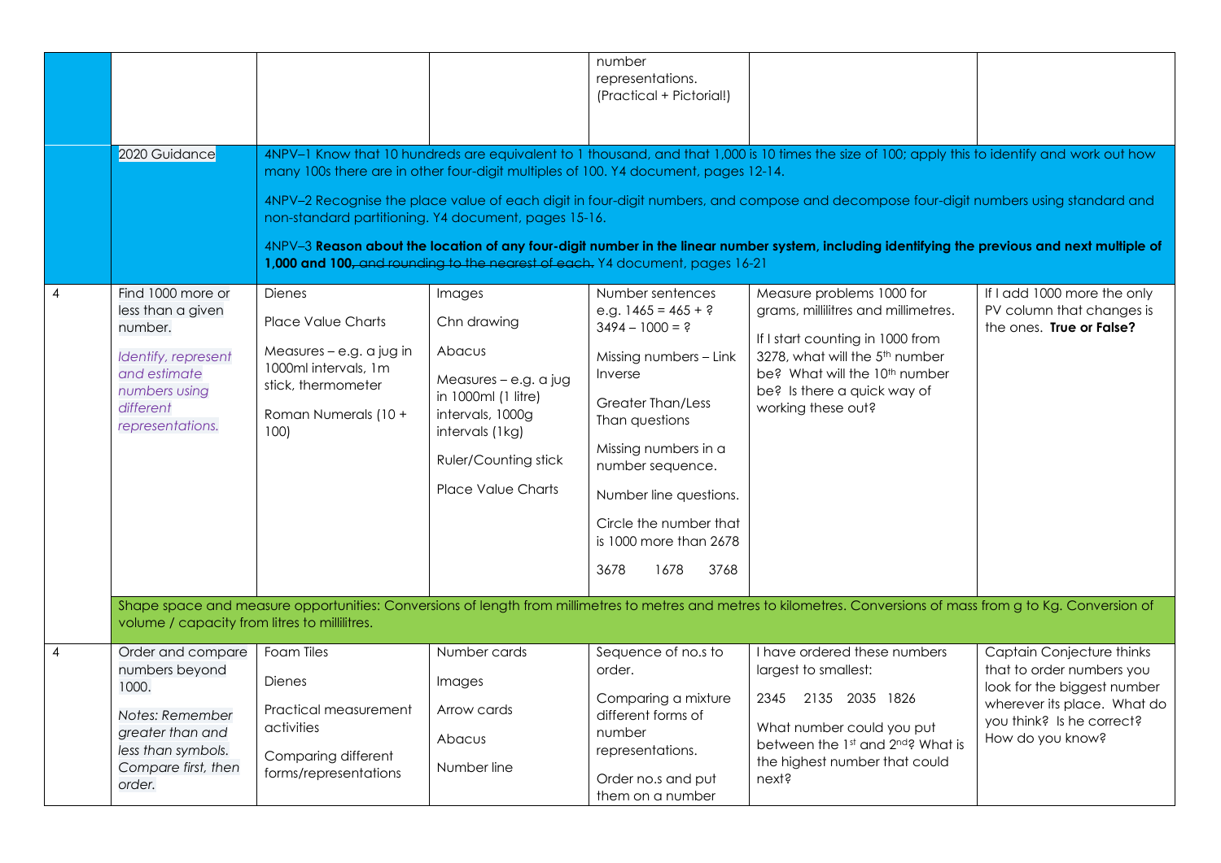| | | | | | | |
|---|---|---|---|---|---|---|
| | | | | number representations. (Practical + Pictorial!) | | |
| | 2020 Guidance | 4NPV–1 Know that 10 hundreds are equivalent to 1 thousand, and that 1,000 is 10 times the size of 100; apply this to identify and work out how many 100s there are in other four-digit multiples of 100. Y4 document, pages 12-14.<br><br>4NPV–2 Recognise the place value of each digit in four-digit numbers, and compose and decompose four-digit numbers using standard and non-standard partitioning. Y4 document, pages 15-16.<br><br>4NPV–3 **Reason about the location of any four-digit number in the linear number system, including identifying the previous and next multiple of 1,000 and 100**~~, and rounding to the nearest of each.~~ Y4 document, pages 16-21 | | | | |
| 4 | Find 1000 more or less than a given number.<br><br>*Identify, represent and estimate numbers using different representations.* | Dienes<br><br>Place Value Charts<br><br>Measures – e.g. a jug in 1000ml intervals, 1m stick, thermometer<br><br>Roman Numerals (10 + 100) | Images<br><br>Chn drawing<br><br>Abacus<br><br>Measures – e.g. a jug in 1000ml (1 litre) intervals, 1000g intervals (1kg)<br><br>Ruler/Counting stick<br><br>Place Value Charts | Number sentences e.g. 1465 = 465 + ?<br>3494 – 1000 = ?<br><br>Missing numbers – Link Inverse<br><br>Greater Than/Less Than questions<br><br>Missing numbers in a number sequence.<br><br>Number line questions.<br><br>Circle the number that is 1000 more than 2678<br><br>3678 1678 3768 | Measure problems 1000 for grams, millilitres and millimetres.<br><br>If I start counting in 1000 from 3278, what will the 5th number be? What will the 10th number be? Is there a quick way of working these out? | If I add 1000 more the only PV column that changes is the ones. **True or False?** |
| | Shape space and measure opportunities: Conversions of length from millimetres to metres and metres to kilometres. Conversions of mass from g to Kg. Conversion of volume / capacity from litres to millilitres. | | | | | |
| 4 | Order and compare numbers beyond 1000.<br><br>*Notes: Remember greater than and less than symbols. Compare first, then order.* | Foam Tiles<br><br>Dienes<br><br>Practical measurement activities<br><br>Comparing different forms/representations | Number cards<br><br>Images<br><br>Arrow cards<br><br>Abacus<br><br>Number line | Sequence of no.s to order.<br><br>Comparing a mixture different forms of number representations.<br><br>Order no.s and put them on a number | I have ordered these numbers largest to smallest:<br><br>2345 2135 2035 1826<br><br>What number could you put between the 1st and 2nd? What is the highest number that could next? | Captain Conjecture thinks that to order numbers you look for the biggest number wherever its place. What do you think? Is he correct? How do you know? |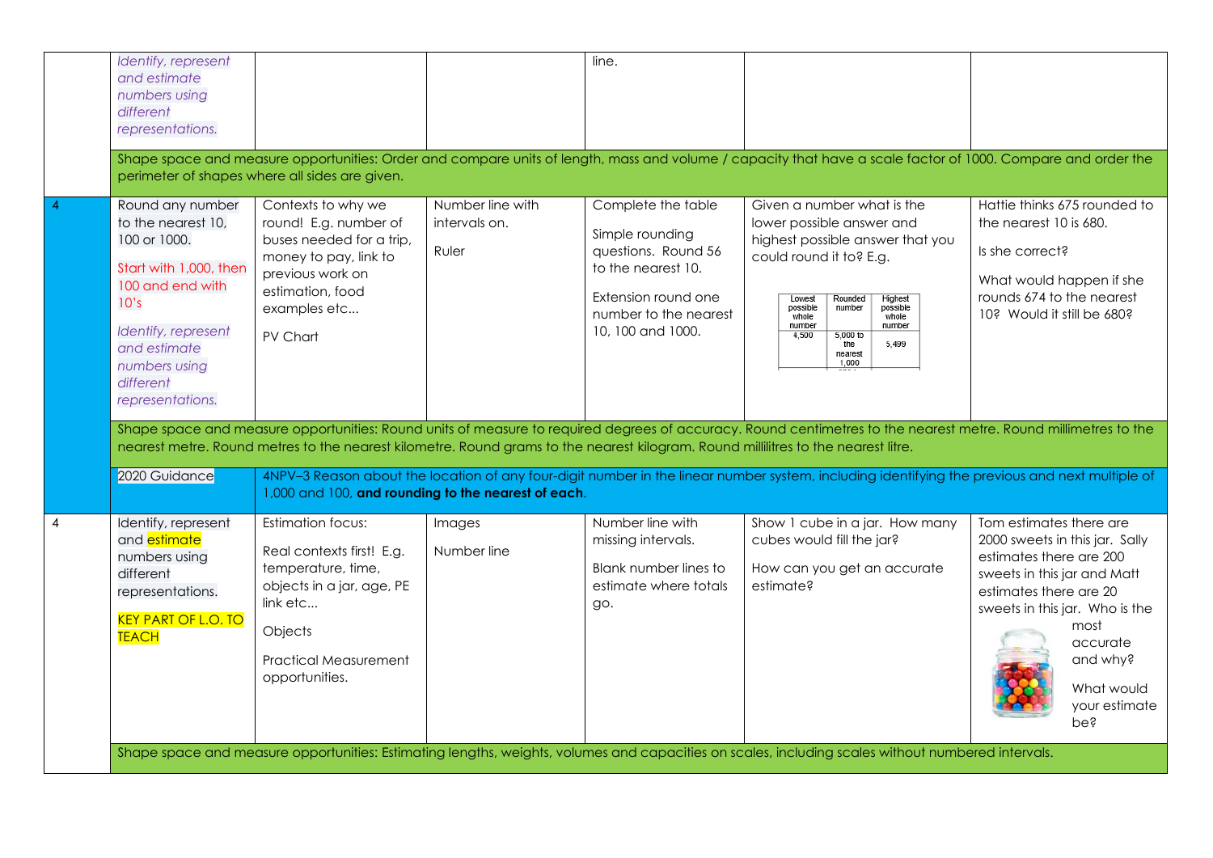| | | | | | | |
|---|---|---|---|---|---|---|
| | *Identify, represent and estimate numbers using different representations.* | | | line. | | |
| | Shape space and measure opportunities: Order and compare units of length, mass and volume / capacity that have a scale factor of 1000. Compare and order the perimeter of shapes where all sides are given. | | | | | |
| 4 | Round any number to the nearest 10, 100 or 1000.<br><br>Start with 1,000, then 100 and end with 10's<br><br>*Identify, represent and estimate numbers using different representations.* | Contexts to why we round! E.g. number of buses needed for a trip, money to pay, link to previous work on estimation, food examples etc...<br><br>PV Chart | Number line with intervals on.<br><br>Ruler | Complete the table<br><br>Simple rounding questions. Round 56 to the nearest 10.<br><br>Extension round one number to the nearest 10, 100 and 1000. | Given a number what is the lower possible answer and highest possible answer that you could round it to? E.g.<br><br>Lowest possible whole number: 4,500 / Rounded number: 5,000 to the nearest 1,000 / Highest possible whole number: 5,499 | Hattie thinks 675 rounded to the nearest 10 is 680.<br><br>Is she correct?<br><br>What would happen if she rounds 674 to the nearest 10? Would it still be 680? |
| | Shape space and measure opportunities: Round units of measure to required degrees of accuracy. Round centimetres to the nearest metre. Round millimetres to the nearest metre. Round metres to the nearest kilometre. Round grams to the nearest kilogram. Round millilitres to the nearest litre. | | | | | |
| | 2020 Guidance | 4NPV–3 Reason about the location of any four-digit number in the linear number system, including identifying the previous and next multiple of 1,000 and 100, **and rounding to the nearest of each**. | | | | |
| 4 | Identify, represent and estimate numbers using different representations.<br><br>KEY PART OF L.O. TO TEACH | Estimation focus:<br><br>Real contexts first! E.g. temperature, time, objects in a jar, age, PE link etc...<br><br>Objects<br><br>Practical Measurement opportunities. | Images<br><br>Number line | Number line with missing intervals.<br><br>Blank number lines to estimate where totals go. | Show 1 cube in a jar. How many cubes would fill the jar?<br><br>How can you get an accurate estimate? | Tom estimates there are 2000 sweets in this jar. Sally estimates there are 200 sweets in this jar and Matt estimates there are 20 sweets in this jar. Who is the most accurate and why?<br><br>What would your estimate be? |
| | Shape space and measure opportunities: Estimating lengths, weights, volumes and capacities on scales, including scales without numbered intervals. | | | | | |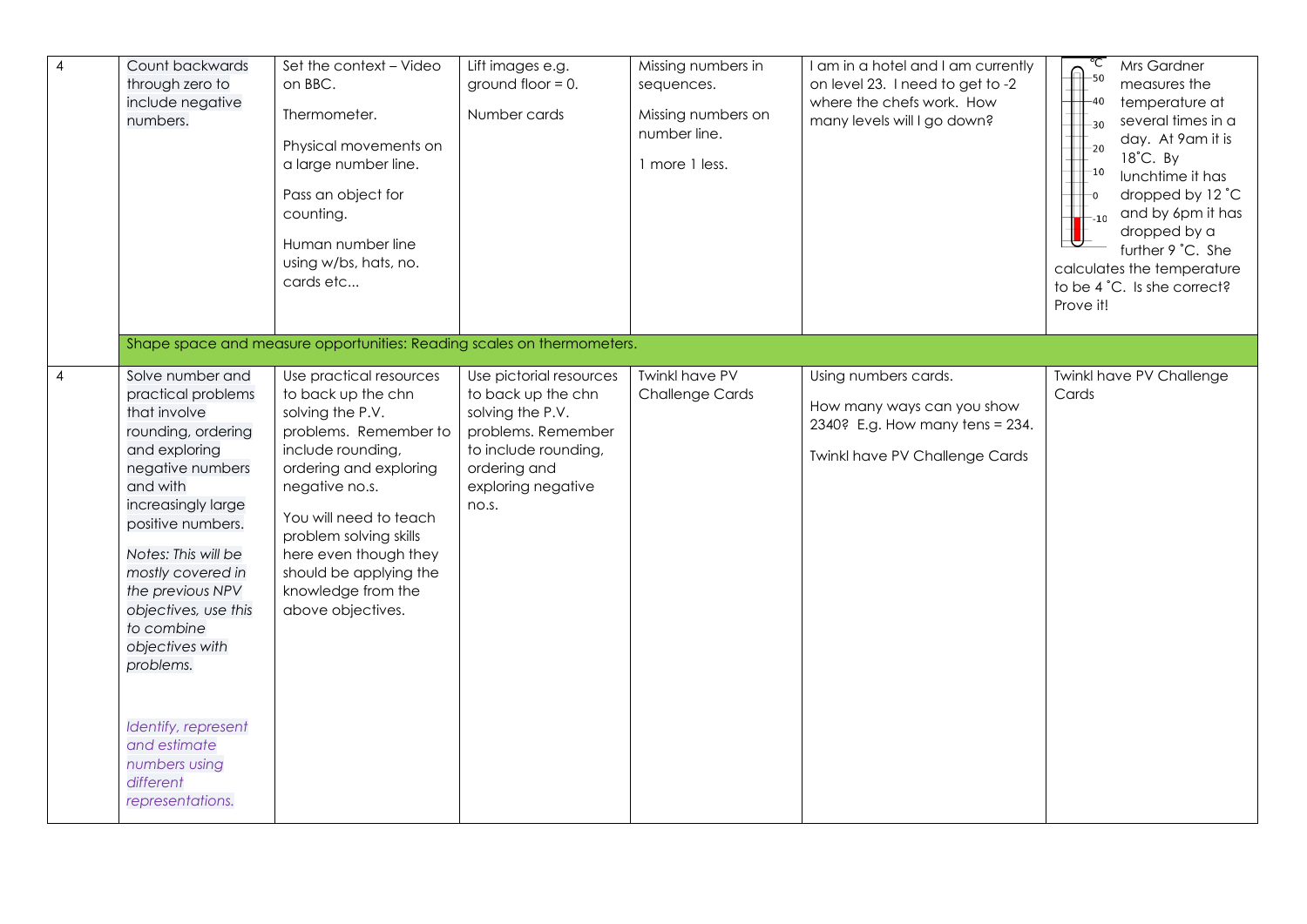| 4 | Count backwards through zero to include negative numbers. | Set the context – Video on BBC.<br><br>Thermometer.<br><br>Physical movements on a large number line.<br><br>Pass an object for counting.<br><br>Human number line using w/bs, hats, no. cards etc... | Lift images e.g. ground floor = 0.<br><br>Number cards | Missing numbers in sequences.<br><br>Missing numbers on number line.<br><br>1 more 1 less. | I am in a hotel and I am currently on level 23. I need to get to -2 where the chefs work. How many levels will I go down? | Mrs Gardner measures the temperature at several times in a day. At 9am it is 18˚C. By lunchtime it has dropped by 12 ˚C and by 6pm it has dropped by a further 9 ˚C. She calculates the temperature to be 4 ˚C. Is she correct? Prove it! |
|---|---|---|---|---|---|---|
| | Shape space and measure opportunities: Reading scales on thermometers. | | | | | |
| 4 | Solve number and practical problems that involve rounding, ordering and exploring negative numbers and with increasingly large positive numbers.<br><br>*Notes: This will be mostly covered in the previous NPV objectives, use this to combine objectives with problems.*<br><br>*Identify, represent and estimate numbers using different representations.* | Use practical resources to back up the chn solving the P.V. problems. Remember to include rounding, ordering and exploring negative no.s.<br><br>You will need to teach problem solving skills here even though they should be applying the knowledge from the above objectives. | Use pictorial resources to back up the chn solving the P.V. problems. Remember to include rounding, ordering and exploring negative no.s. | Twinkl have PV Challenge Cards | Using numbers cards.<br><br>How many ways can you show 2340? E.g. How many tens = 234.<br><br>Twinkl have PV Challenge Cards | Twinkl have PV Challenge Cards |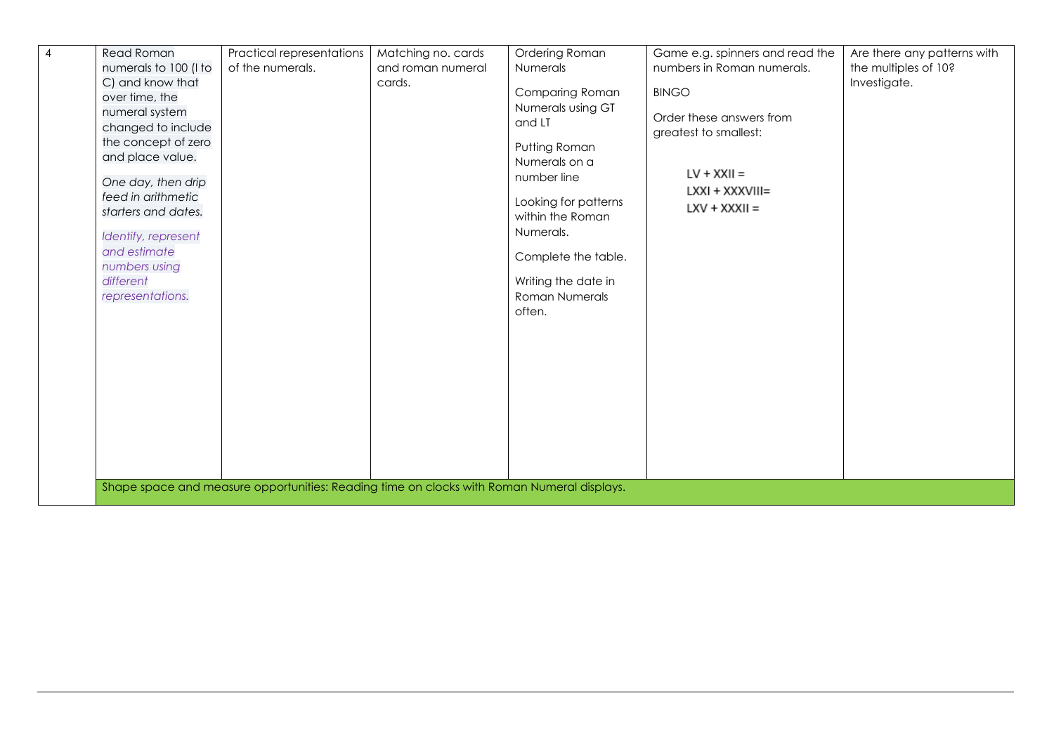| 4 | Read Roman numerals to 100 (I to C) and know that over time, the numeral system changed to include the concept of zero and place value.<br><br>*One day, then drip feed in arithmetic starters and dates.*<br><br>*Identify, represent and estimate numbers using different representations.* | Practical representations of the numerals. | Matching no. cards and roman numeral cards. | Ordering Roman Numerals<br><br>Comparing Roman Numerals using GT and LT<br><br>Putting Roman Numerals on a number line<br><br>Looking for patterns within the Roman Numerals.<br><br>Complete the table.<br><br>Writing the date in Roman Numerals often. | Game e.g. spinners and read the numbers in Roman numerals.<br><br>BINGO<br><br>Order these answers from greatest to smallest:<br><br>LV + XXII =<br>LXXI + XXXVIII=<br>LXV + XXXII = | Are there any patterns with the multiples of 10? Investigate. |
|---|---|---|---|---|---|---|
| | Shape space and measure opportunities: Reading time on clocks with Roman Numeral displays. | | | | | |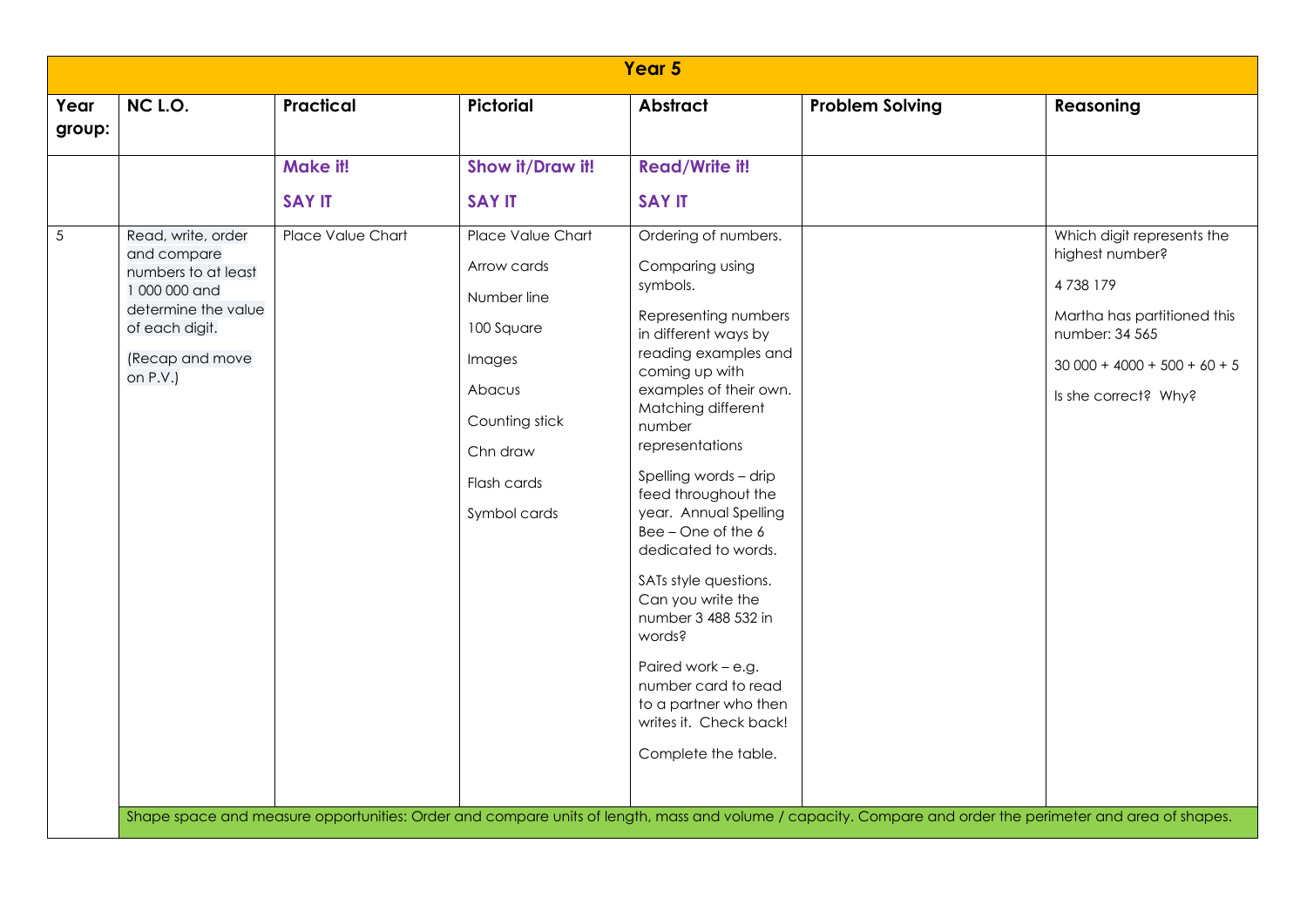| Year 5 | | | | | | |
|---|---|---|---|---|---|---|
| **Year group:** | **NC L.O.** | **Practical** | **Pictorial** | **Abstract** | **Problem Solving** | **Reasoning** |
| | | **Make it!**<br><br>**SAY IT** | **Show it/Draw it!**<br><br>**SAY IT** | **Read/Write it!**<br><br>**SAY IT** | | |
| 5 | Read, write, order and compare numbers to at least 1 000 000 and determine the value of each digit.<br><br>(Recap and move on P.V.) | Place Value Chart | Place Value Chart<br><br>Arrow cards<br><br>Number line<br><br>100 Square<br><br>Images<br><br>Abacus<br><br>Counting stick<br><br>Chn draw<br><br>Flash cards<br><br>Symbol cards | Ordering of numbers.<br><br>Comparing using symbols.<br><br>Representing numbers in different ways by reading examples and coming up with examples of their own. Matching different number representations<br><br>Spelling words – drip feed throughout the year. Annual Spelling Bee – One of the 6 dedicated to words.<br><br>SATs style questions. Can you write the number 3 488 532 in words?<br><br>Paired work – e.g. number card to read to a partner who then writes it. Check back!<br><br>Complete the table. | | Which digit represents the highest number?<br><br>4 738 179<br><br>Martha has partitioned this number: 34 565<br><br>30 000 + 4000 + 500 + 60 + 5<br><br>Is she correct? Why? |
| | Shape space and measure opportunities: Order and compare units of length, mass and volume / capacity. Compare and order the perimeter and area of shapes. | | | | | |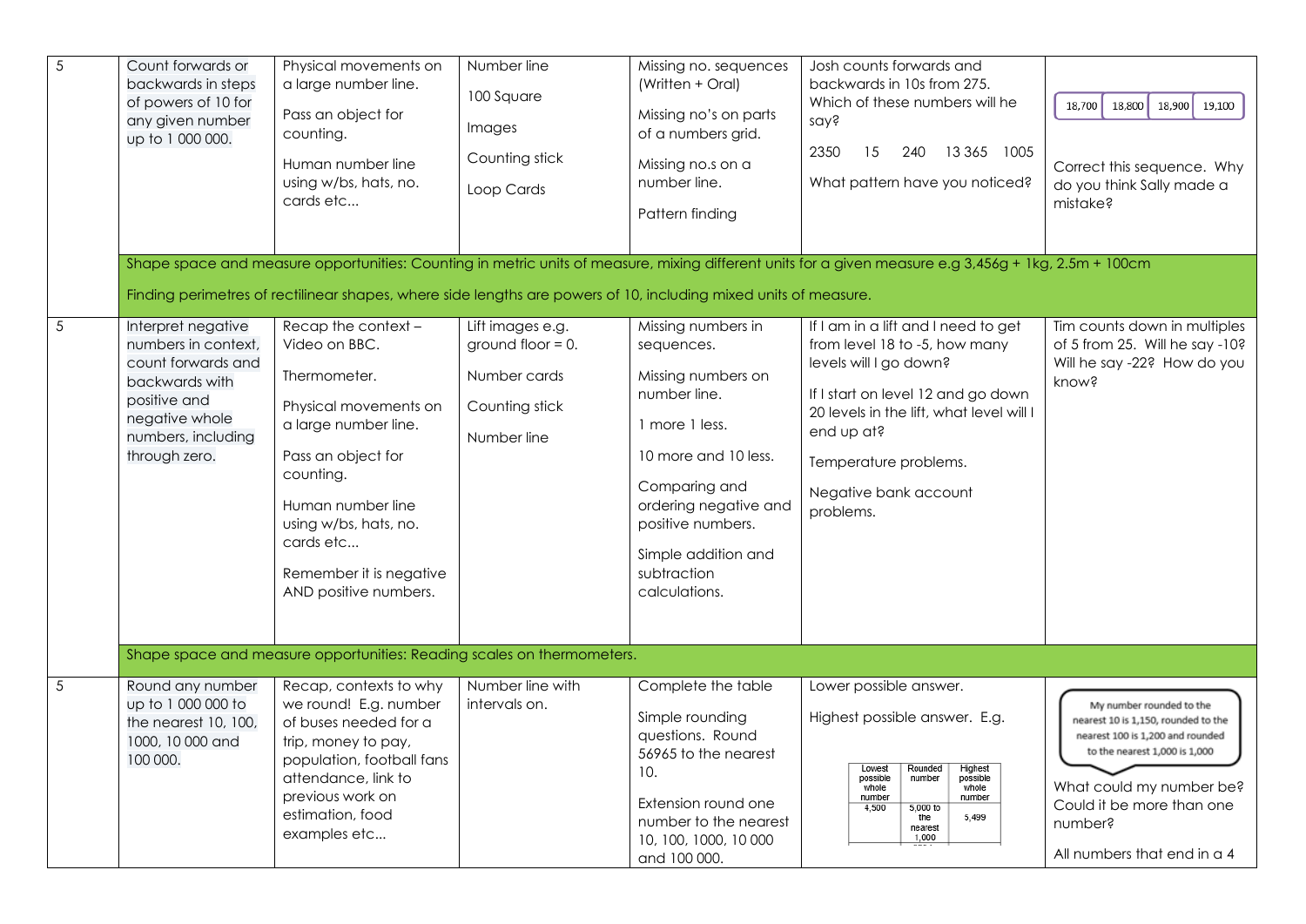| 5 | Count forwards or backwards in steps of powers of 10 for any given number up to 1 000 000. | Physical movements on a large number line.<br><br>Pass an object for counting.<br><br>Human number line using w/bs, hats, no. cards etc... | Number line<br><br>100 Square<br><br>Images<br><br>Counting stick<br><br>Loop Cards | Missing no. sequences (Written + Oral)<br><br>Missing no's on parts of a numbers grid.<br><br>Missing no.s on a number line.<br><br>Pattern finding | Josh counts forwards and backwards in 10s from 275. Which of these numbers will he say?<br><br>2350 15 240 13 365 1005<br><br>What pattern have you noticed? | 18,700 18,800 18,900 19,100<br><br>Correct this sequence. Why do you think Sally made a mistake? |
|---|---|---|---|---|---|---|
| | Shape space and measure opportunities: Counting in metric units of measure, mixing different units for a given measure e.g 3,456g + 1kg, 2.5m + 100cm<br><br>Finding perimetres of rectilinear shapes, where side lengths are powers of 10, including mixed units of measure. | | | | | |
| 5 | Interpret negative numbers in context, count forwards and backwards with positive and negative whole numbers, including through zero. | Recap the context – Video on BBC.<br><br>Thermometer.<br><br>Physical movements on a large number line.<br><br>Pass an object for counting.<br><br>Human number line using w/bs, hats, no. cards etc...<br><br>Remember it is negative AND positive numbers. | Lift images e.g. ground floor = 0.<br><br>Number cards<br><br>Counting stick<br><br>Number line | Missing numbers in sequences.<br><br>Missing numbers on number line.<br><br>1 more 1 less.<br><br>10 more and 10 less.<br><br>Comparing and ordering negative and positive numbers.<br><br>Simple addition and subtraction calculations. | If I am in a lift and I need to get from level 18 to -5, how many levels will I go down?<br><br>If I start on level 12 and go down 20 levels in the lift, what level will I end up at?<br><br>Temperature problems.<br><br>Negative bank account problems. | Tim counts down in multiples of 5 from 25. Will he say -10? Will he say -22? How do you know? |
| | Shape space and measure opportunities: Reading scales on thermometers. | | | | | |
| 5 | Round any number up to 1 000 000 to the nearest 10, 100, 1000, 10 000 and 100 000. | Recap, contexts to why we round! E.g. number of buses needed for a trip, money to pay, population, football fans attendance, link to previous work on estimation, food examples etc... | Number line with intervals on. | Complete the table<br><br>Simple rounding questions. Round 56965 to the nearest 10.<br><br>Extension round one number to the nearest 10, 100, 1000, 10 000 and 100 000. | Lower possible answer.<br><br>Highest possible answer. E.g.<br><br>Lowest possible whole number: 4,500; Rounded number: 5,000 to the nearest 1,000; Highest possible whole number: 5,499 | My number rounded to the nearest 10 is 1,150, rounded to the nearest 100 is 1,200 and rounded to the nearest 1,000 is 1,000<br><br>What could my number be? Could it be more than one number?<br><br>All numbers that end in a 4 |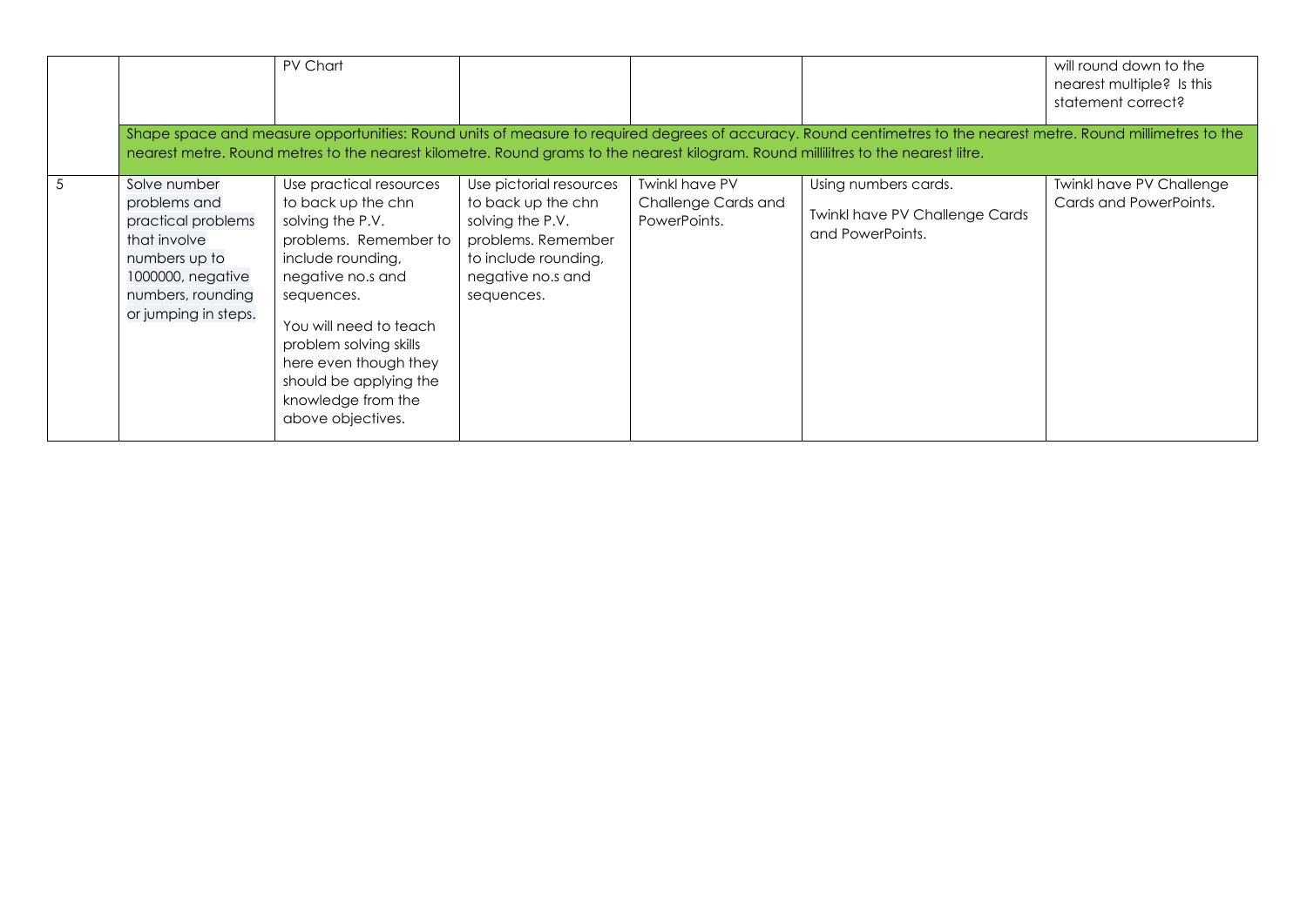|  |  | PV Chart |  |  |  | will round down to the nearest multiple? Is this statement correct? |
|---|---|---|---|---|---|---|
|  | Shape space and measure opportunities: Round units of measure to required degrees of accuracy. Round centimetres to the nearest metre. Round millimetres to the nearest metre. Round metres to the nearest kilometre. Round grams to the nearest kilogram. Round millilitres to the nearest litre. | | | | | |
| 5 | Solve number problems and practical problems that involve numbers up to 1000000, negative numbers, rounding or jumping in steps. | Use practical resources to back up the chn solving the P.V. problems. Remember to include rounding, negative no.s and sequences.<br><br>You will need to teach problem solving skills here even though they should be applying the knowledge from the above objectives. | Use pictorial resources to back up the chn solving the P.V. problems. Remember to include rounding, negative no.s and sequences. | Twinkl have PV Challenge Cards and PowerPoints. | Using numbers cards.<br><br>Twinkl have PV Challenge Cards and PowerPoints. | Twinkl have PV Challenge Cards and PowerPoints. |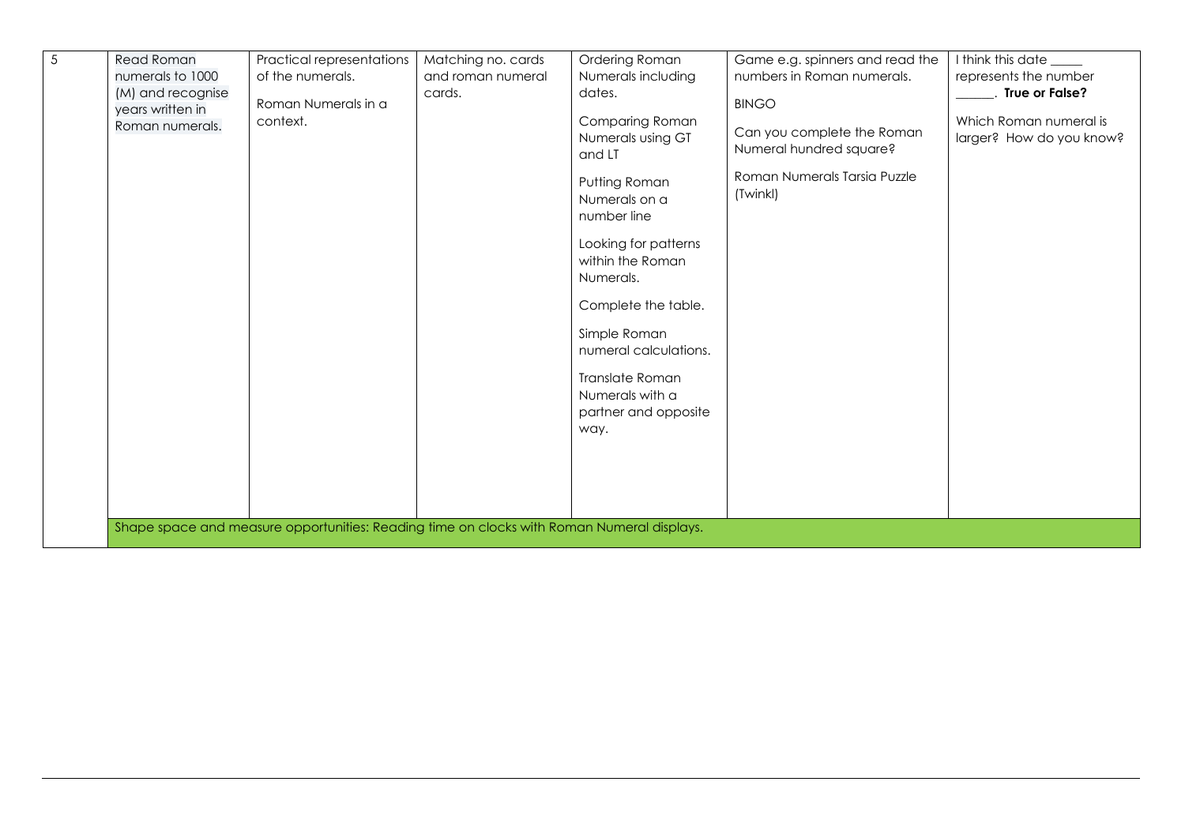| | | | | | | |
|---|---|---|---|---|---|---|
| 5 | Read Roman numerals to 1000 (M) and recognise years written in Roman numerals. | Practical representations of the numerals.<br><br>Roman Numerals in a context. | Matching no. cards and roman numeral cards. | Ordering Roman Numerals including dates.<br><br>Comparing Roman Numerals using GT and LT<br><br>Putting Roman Numerals on a number line<br><br>Looking for patterns within the Roman Numerals.<br><br>Complete the table.<br><br>Simple Roman numeral calculations.<br><br>Translate Roman Numerals with a partner and opposite way. | Game e.g. spinners and read the numbers in Roman numerals.<br><br>BINGO<br><br>Can you complete the Roman Numeral hundred square?<br><br>Roman Numerals Tarsia Puzzle (Twinkl) | I think this date _____ represents the number ______. **True or False?**<br><br>Which Roman numeral is larger? How do you know? |
| | Shape space and measure opportunities: Reading time on clocks with Roman Numeral displays. | | | | | |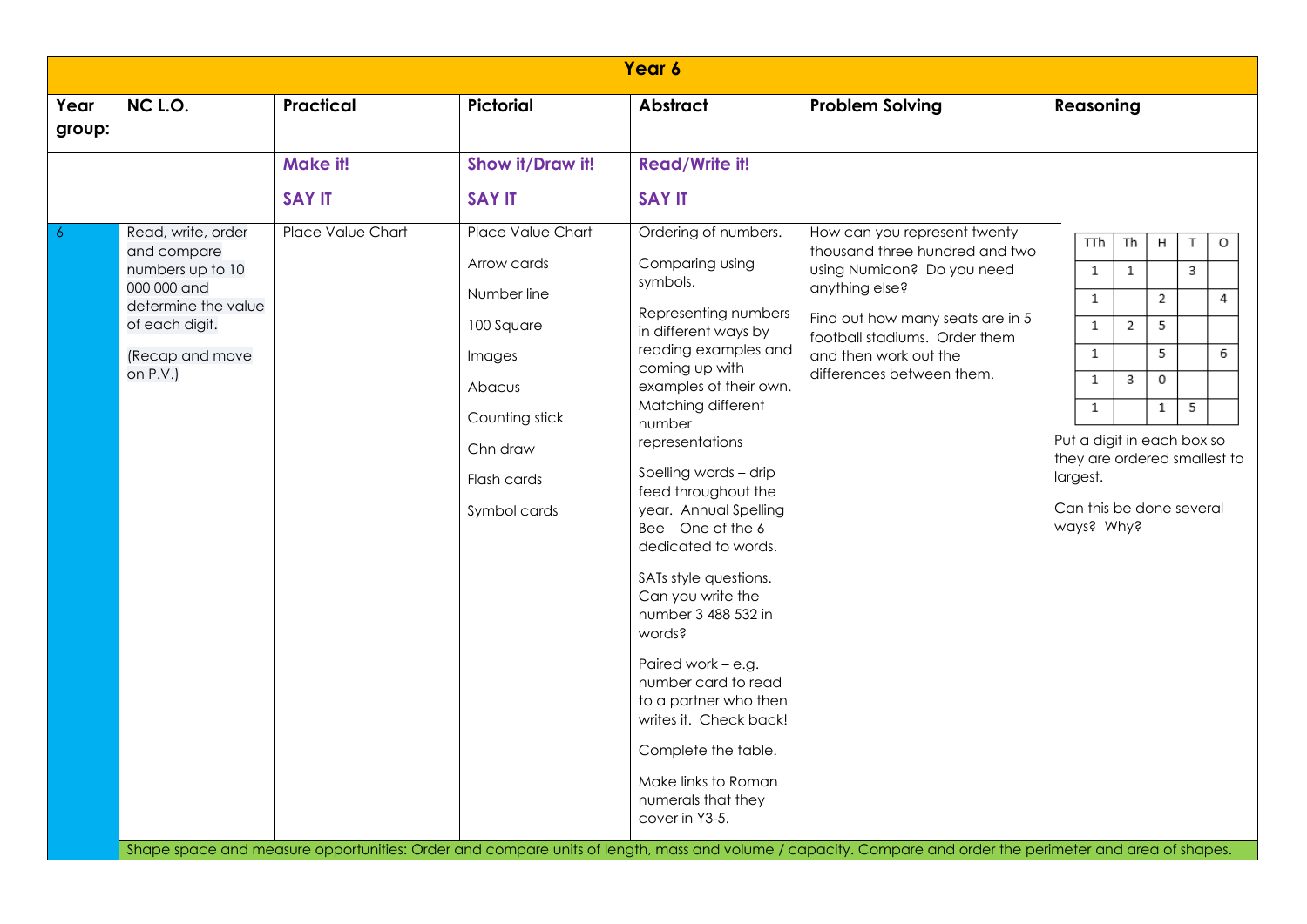| Year 6 | | | | | | |
|---|---|---|---|---|---|---|
| **Year group:** | **NC L.O.** | **Practical** | **Pictorial** | **Abstract** | **Problem Solving** | **Reasoning** |
| | | **Make it!**<br><br>**SAY IT** | **Show it/Draw it!**<br><br>**SAY IT** | **Read/Write it!**<br><br>**SAY IT** | | |
| 6 | Read, write, order and compare numbers up to 10 000 000 and determine the value of each digit.<br><br>(Recap and move on P.V.) | Place Value Chart | Place Value Chart<br><br>Arrow cards<br><br>Number line<br><br>100 Square<br><br>Images<br><br>Abacus<br><br>Counting stick<br><br>Chn draw<br><br>Flash cards<br><br>Symbol cards | Ordering of numbers.<br><br>Comparing using symbols.<br><br>Representing numbers in different ways by reading examples and coming up with examples of their own. Matching different number representations<br><br>Spelling words – drip feed throughout the year. Annual Spelling Bee – One of the 6 dedicated to words.<br><br>SATs style questions. Can you write the number 3 488 532 in words?<br><br>Paired work – e.g. number card to read to a partner who then writes it. Check back!<br><br>Complete the table.<br><br>Make links to Roman numerals that they cover in Y3-5. | How can you represent twenty thousand three hundred and two using Numicon? Do you need anything else?<br><br>Find out how many seats are in 5 football stadiums. Order them and then work out the differences between them. | TTh \| Th \| H \| T \| O<br>1 \| 1 \| \_ \| 3 \| \_<br>1 \| \_ \| 2 \| \_ \| 4<br>1 \| 2 \| 5 \| \_ \| \_<br>1 \| \_ \| 5 \| \_ \| 6<br>1 \| 3 \| 0 \| \_ \| \_<br>1 \| \_ \| 1 \| 5 \| \_<br><br>Put a digit in each box so they are ordered smallest to largest.<br><br>Can this be done several ways? Why? |
| | Shape space and measure opportunities: Order and compare units of length, mass and volume / capacity. Compare and order the perimeter and area of shapes. | | | | | |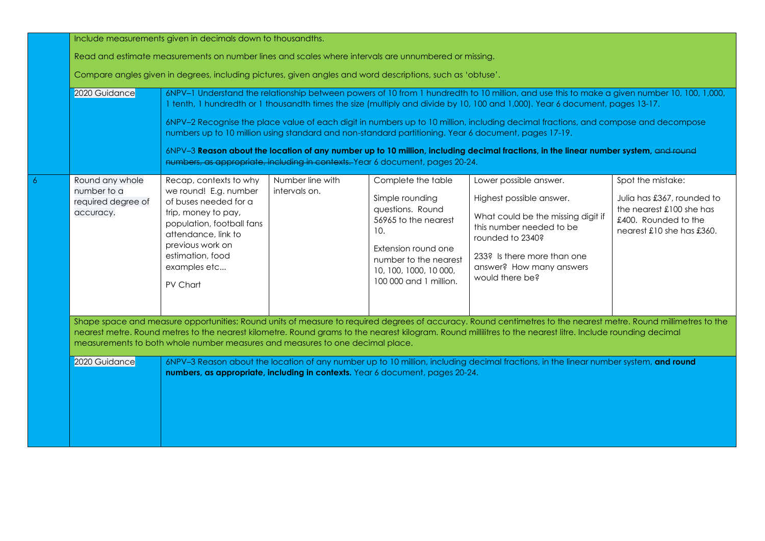| | | | | | | |
|---|---|---|---|---|---|---|
| | Include measurements given in decimals down to thousandths.<br><br>Read and estimate measurements on number lines and scales where intervals are unnumbered or missing.<br><br>Compare angles given in degrees, including pictures, given angles and word descriptions, such as 'obtuse'. | | | | | |
| | 2020 Guidance | 6NPV–1 Understand the relationship between powers of 10 from 1 hundredth to 10 million, and use this to make a given number 10, 100, 1,000, 1 tenth, 1 hundredth or 1 thousandth times the size (multiply and divide by 10, 100 and 1,000). Year 6 document, pages 13-17.<br><br>6NPV–2 Recognise the place value of each digit in numbers up to 10 million, including decimal fractions, and compose and decompose numbers up to 10 million using standard and non-standard partitioning. Year 6 document, pages 17-19.<br><br>6NPV–3 **Reason about the location of any number up to 10 million, including decimal fractions, in the linear number system,** ~~and round numbers, as appropriate, including in contexts.~~ Year 6 document, pages 20-24. | | | | |
| 6 | Round any whole number to a required degree of accuracy. | Recap, contexts to why we round! E.g. number of buses needed for a trip, money to pay, population, football fans attendance, link to previous work on estimation, food examples etc...<br><br>PV Chart | Number line with intervals on. | Complete the table<br><br>Simple rounding questions. Round 56965 to the nearest 10.<br><br>Extension round one number to the nearest 10, 100, 1000, 10 000, 100 000 and 1 million. | Lower possible answer.<br><br>Highest possible answer.<br><br>What could be the missing digit if this number needed to be rounded to 2340?<br><br>233? Is there more than one answer? How many answers would there be? | Spot the mistake:<br><br>Julia has £367, rounded to the nearest £100 she has £400. Rounded to the nearest £10 she has £360. |
| | Shape space and measure opportunities: Round units of measure to required degrees of accuracy. Round centimetres to the nearest metre. Round millimetres to the nearest metre. Round metres to the nearest kilometre. Round grams to the nearest kilogram. Round millilitres to the nearest litre. Include rounding decimal measurements to both whole number measures and measures to one decimal place. | | | | | |
| | 2020 Guidance | 6NPV–3 Reason about the location of any number up to 10 million, including decimal fractions, in the linear number system, **and round numbers, as appropriate, including in contexts.** Year 6 document, pages 20-24. | | | | |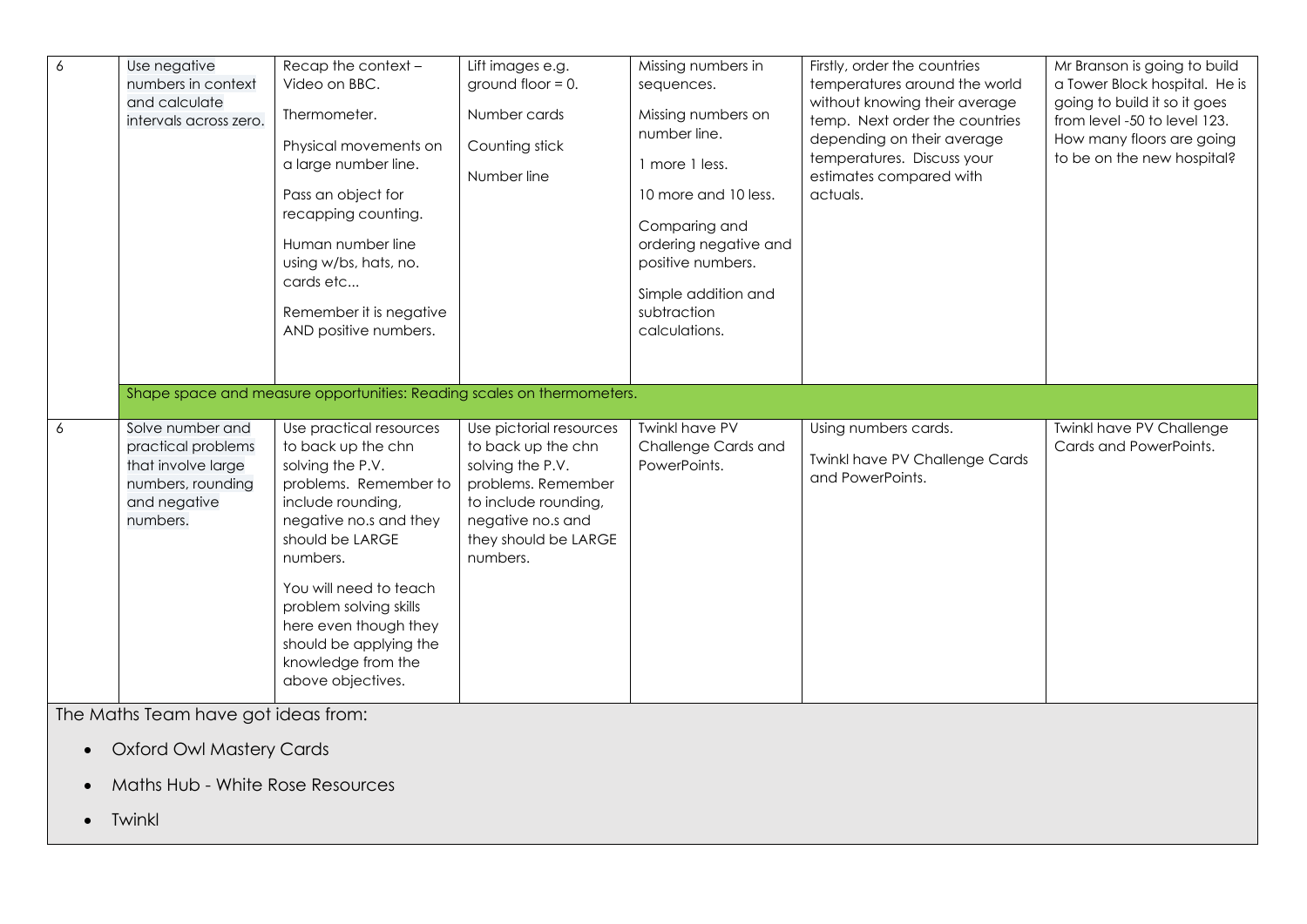| 6 | Use negative numbers in context and calculate intervals across zero. | Recap the context – Video on BBC.<br><br>Thermometer.<br><br>Physical movements on a large number line.<br><br>Pass an object for recapping counting.<br><br>Human number line using w/bs, hats, no. cards etc...<br><br>Remember it is negative AND positive numbers. | Lift images e.g. ground floor = 0.<br><br>Number cards<br><br>Counting stick<br><br>Number line | Missing numbers in sequences.<br><br>Missing numbers on number line.<br><br>1 more 1 less.<br><br>10 more and 10 less.<br><br>Comparing and ordering negative and positive numbers.<br><br>Simple addition and subtraction calculations. | Firstly, order the countries temperatures around the world without knowing their average temp. Next order the countries depending on their average temperatures. Discuss your estimates compared with actuals. | Mr Branson is going to build a Tower Block hospital. He is going to build it so it goes from level -50 to level 123. How many floors are going to be on the new hospital? |
|---|---|---|---|---|---|---|
| | Shape space and measure opportunities: Reading scales on thermometers. | | | | | |
| 6 | Solve number and practical problems that involve large numbers, rounding and negative numbers. | Use practical resources to back up the chn solving the P.V. problems. Remember to include rounding, negative no.s and they should be LARGE numbers.<br><br>You will need to teach problem solving skills here even though they should be applying the knowledge from the above objectives. | Use pictorial resources to back up the chn solving the P.V. problems. Remember to include rounding, negative no.s and they should be LARGE numbers. | Twinkl have PV Challenge Cards and PowerPoints. | Using numbers cards.<br><br>Twinkl have PV Challenge Cards and PowerPoints. | Twinkl have PV Challenge Cards and PowerPoints. |

The Maths Team have got ideas from:

- Oxford Owl Mastery Cards
- Maths Hub - White Rose Resources
- Twinkl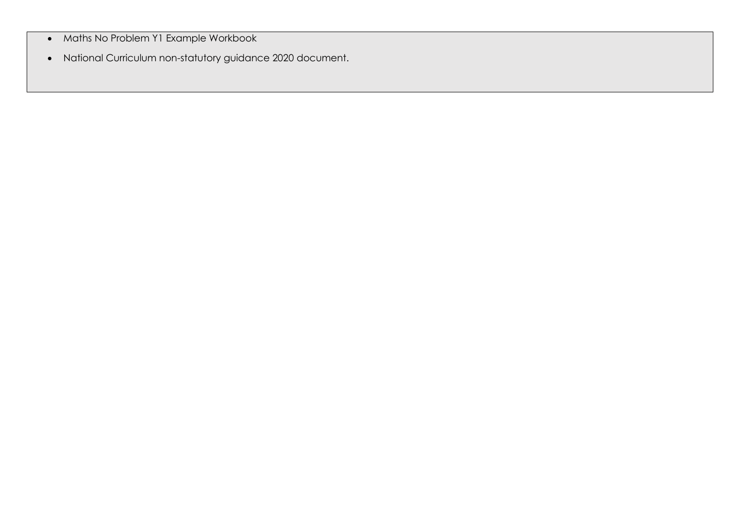- Maths No Problem Y1 Example Workbook
- National Curriculum non-statutory guidance 2020 document.